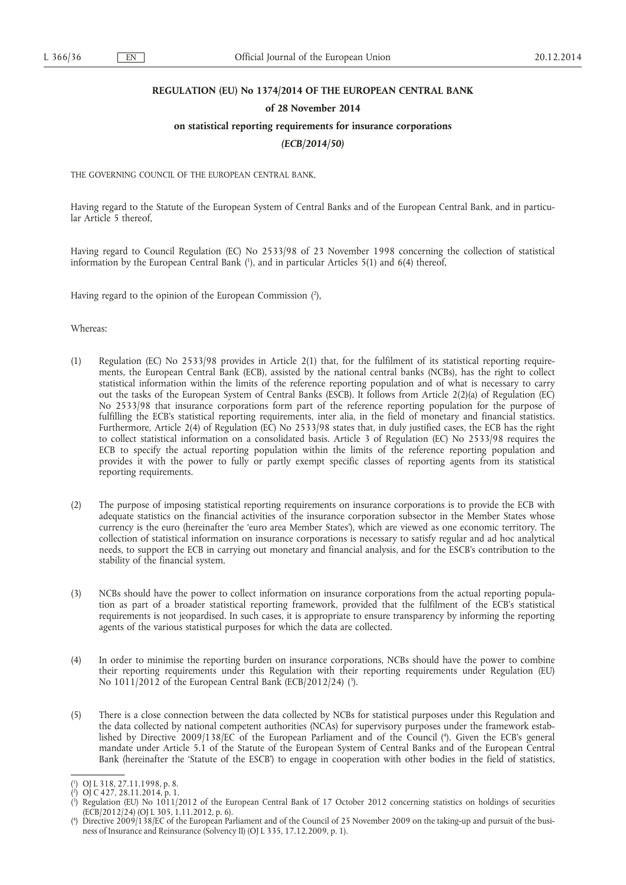# REGULATION (EU) No 1374/2014 OF THE EUROPEAN CENTRAL BANK

## of 28 November 2014

## on statistical reporting requirements for insurance corporations

## *(ECB/2014/50)*

THE GOVERNING COUNCIL OF THE EUROPEAN CENTRAL BANK,

Having regard to the Statute of the European System of Central Banks and of the European Central Bank, and in particular Article 5 thereof,

Having regard to Council Regulation (EC) No 2533/98 of 23 November 1998 concerning the collection of statistical information by the European Central Bank ([1]), and in particular Articles 5(1) and 6(4) thereof,

Having regard to the opinion of the European Commission ([2]),

Whereas:

(1) Regulation (EC) No 2533/98 provides in Article 2(1) that, for the fulfilment of its statistical reporting requirements, the European Central Bank (ECB), assisted by the national central banks (NCBs), has the right to collect statistical information within the limits of the reference reporting population and of what is necessary to carry out the tasks of the European System of Central Banks (ESCB). It follows from Article 2(2)(a) of Regulation (EC) No 2533/98 that insurance corporations form part of the reference reporting population for the purpose of fulfilling the ECB's statistical reporting requirements, inter alia, in the field of monetary and financial statistics. Furthermore, Article 2(4) of Regulation (EC) No 2533/98 states that, in duly justified cases, the ECB has the right to collect statistical information on a consolidated basis. Article 3 of Regulation (EC) No 2533/98 requires the ECB to specify the actual reporting population within the limits of the reference reporting population and provides it with the power to fully or partly exempt specific classes of reporting agents from its statistical reporting requirements.

(2) The purpose of imposing statistical reporting requirements on insurance corporations is to provide the ECB with adequate statistics on the financial activities of the insurance corporation subsector in the Member States whose currency is the euro (hereinafter the 'euro area Member States'), which are viewed as one economic territory. The collection of statistical information on insurance corporations is necessary to satisfy regular and ad hoc analytical needs, to support the ECB in carrying out monetary and financial analysis, and for the ESCB's contribution to the stability of the financial system.

(3) NCBs should have the power to collect information on insurance corporations from the actual reporting population as part of a broader statistical reporting framework, provided that the fulfilment of the ECB's statistical requirements is not jeopardised. In such cases, it is appropriate to ensure transparency by informing the reporting agents of the various statistical purposes for which the data are collected.

(4) In order to minimise the reporting burden on insurance corporations, NCBs should have the power to combine their reporting requirements under this Regulation with their reporting requirements under Regulation (EU) No 1011/2012 of the European Central Bank (ECB/2012/24) ([3]).

(5) There is a close connection between the data collected by NCBs for statistical purposes under this Regulation and the data collected by national competent authorities (NCAs) for supervisory purposes under the framework established by Directive 2009/138/EC of the European Parliament and of the Council ([4]). Given the ECB's general mandate under Article 5.1 of the Statute of the European System of Central Banks and of the European Central Bank (hereinafter the 'Statute of the ESCB') to engage in cooperation with other bodies in the field of statistics,

---

([1]) OJ L 318, 27.11.1998, p. 8.

([2]) OJ C 427, 28.11.2014, p. 1.

([3]) Regulation (EU) No 1011/2012 of the European Central Bank of 17 October 2012 concerning statistics on holdings of securities (ECB/2012/24) (OJ L 305, 1.11.2012, p. 6).

([4]) Directive 2009/138/EC of the European Parliament and of the Council of 25 November 2009 on the taking-up and pursuit of the business of Insurance and Reinsurance (Solvency II) (OJ L 335, 17.12.2009, p. 1).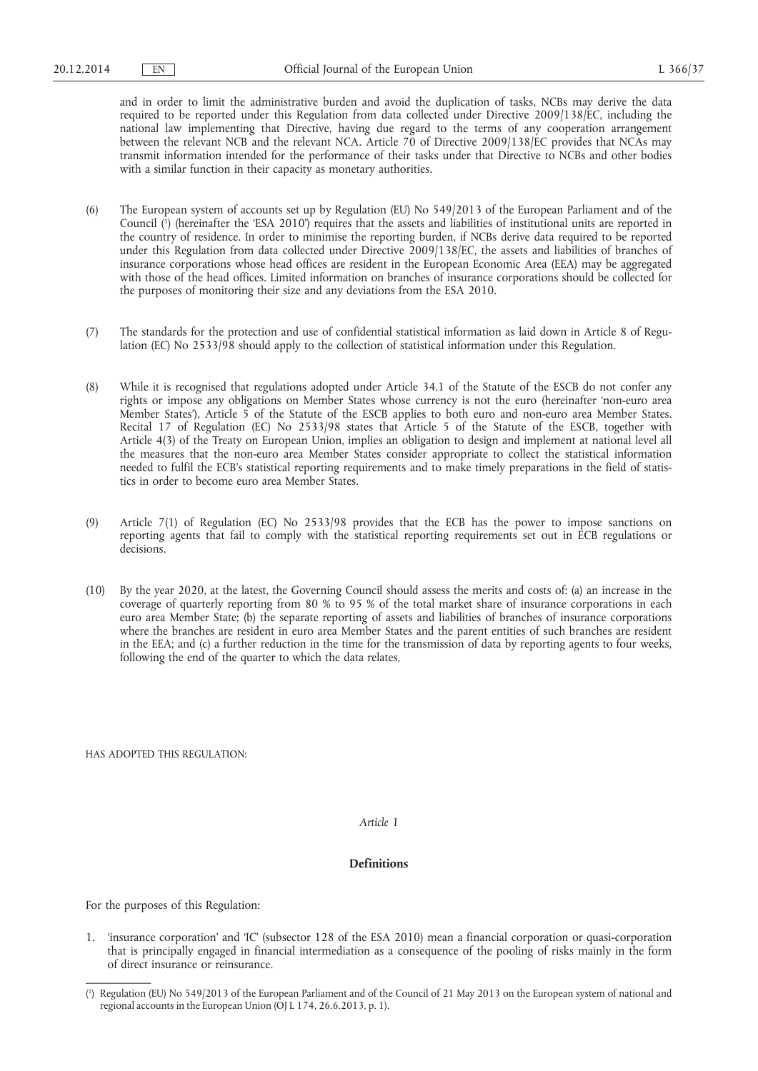and in order to limit the administrative burden and avoid the duplication of tasks, NCBs may derive the data required to be reported under this Regulation from data collected under Directive 2009/138/EC, including the national law implementing that Directive, having due regard to the terms of any cooperation arrangement between the relevant NCB and the relevant NCA. Article 70 of Directive 2009/138/EC provides that NCAs may transmit information intended for the performance of their tasks under that Directive to NCBs and other bodies with a similar function in their capacity as monetary authorities.

(6) The European system of accounts set up by Regulation (EU) No 549/2013 of the European Parliament and of the Council [1] (hereinafter the 'ESA 2010') requires that the assets and liabilities of institutional units are reported in the country of residence. In order to minimise the reporting burden, if NCBs derive data required to be reported under this Regulation from data collected under Directive 2009/138/EC, the assets and liabilities of branches of insurance corporations whose head offices are resident in the European Economic Area (EEA) may be aggregated with those of the head offices. Limited information on branches of insurance corporations should be collected for the purposes of monitoring their size and any deviations from the ESA 2010.

(7) The standards for the protection and use of confidential statistical information as laid down in Article 8 of Regulation (EC) No 2533/98 should apply to the collection of statistical information under this Regulation.

(8) While it is recognised that regulations adopted under Article 34.1 of the Statute of the ESCB do not confer any rights or impose any obligations on Member States whose currency is not the euro (hereinafter 'non-euro area Member States'), Article 5 of the Statute of the ESCB applies to both euro and non-euro area Member States. Recital 17 of Regulation (EC) No 2533/98 states that Article 5 of the Statute of the ESCB, together with Article 4(3) of the Treaty on European Union, implies an obligation to design and implement at national level all the measures that the non-euro area Member States consider appropriate to collect the statistical information needed to fulfil the ECB's statistical reporting requirements and to make timely preparations in the field of statistics in order to become euro area Member States.

(9) Article 7(1) of Regulation (EC) No 2533/98 provides that the ECB has the power to impose sanctions on reporting agents that fail to comply with the statistical reporting requirements set out in ECB regulations or decisions.

(10) By the year 2020, at the latest, the Governing Council should assess the merits and costs of: (a) an increase in the coverage of quarterly reporting from 80 % to 95 % of the total market share of insurance corporations in each euro area Member State; (b) the separate reporting of assets and liabilities of branches of insurance corporations where the branches are resident in euro area Member States and the parent entities of such branches are resident in the EEA; and (c) a further reduction in the time for the transmission of data by reporting agents to four weeks, following the end of the quarter to which the data relates,

HAS ADOPTED THIS REGULATION:

*Article 1*

**Definitions**

For the purposes of this Regulation:

1. 'insurance corporation' and 'IC' (subsector 128 of the ESA 2010) mean a financial corporation or quasi-corporation that is principally engaged in financial intermediation as a consequence of the pooling of risks mainly in the form of direct insurance or reinsurance.

[1] Regulation (EU) No 549/2013 of the European Parliament and of the Council of 21 May 2013 on the European system of national and regional accounts in the European Union (OJ L 174, 26.6.2013, p. 1).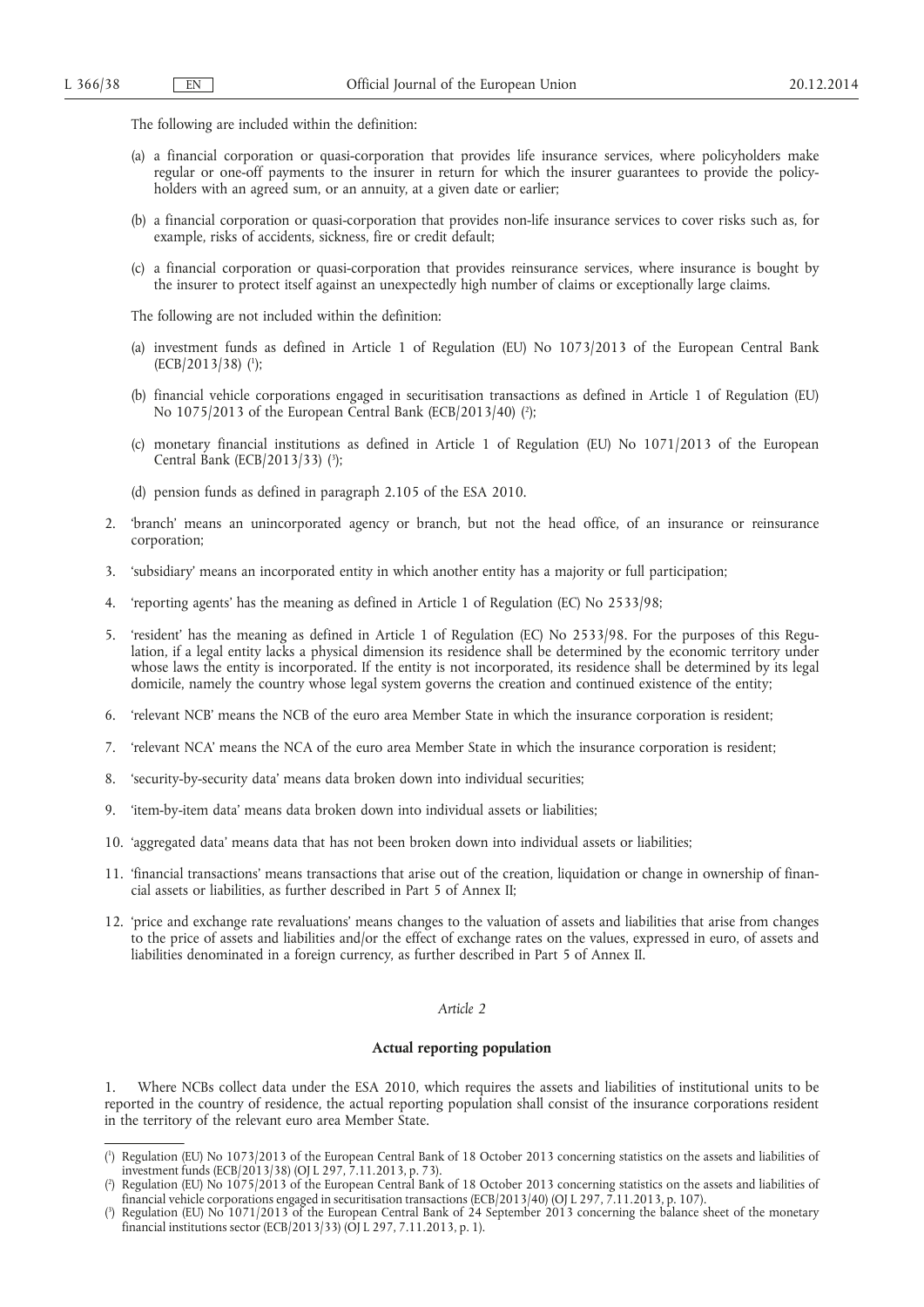The following are included within the definition:

(a) a financial corporation or quasi-corporation that provides life insurance services, where policyholders make regular or one-off payments to the insurer in return for which the insurer guarantees to provide the policyholders with an agreed sum, or an annuity, at a given date or earlier;

(b) a financial corporation or quasi-corporation that provides non-life insurance services to cover risks such as, for example, risks of accidents, sickness, fire or credit default;

(c) a financial corporation or quasi-corporation that provides reinsurance services, where insurance is bought by the insurer to protect itself against an unexpectedly high number of claims or exceptionally large claims.

The following are not included within the definition:

(a) investment funds as defined in Article 1 of Regulation (EU) No 1073/2013 of the European Central Bank (ECB/2013/38) [1];

(b) financial vehicle corporations engaged in securitisation transactions as defined in Article 1 of Regulation (EU) No 1075/2013 of the European Central Bank (ECB/2013/40) [2];

(c) monetary financial institutions as defined in Article 1 of Regulation (EU) No 1071/2013 of the European Central Bank (ECB/2013/33) [3];

(d) pension funds as defined in paragraph 2.105 of the ESA 2010.

2. 'branch' means an unincorporated agency or branch, but not the head office, of an insurance or reinsurance corporation;

3. 'subsidiary' means an incorporated entity in which another entity has a majority or full participation;

4. 'reporting agents' has the meaning as defined in Article 1 of Regulation (EC) No 2533/98;

5. 'resident' has the meaning as defined in Article 1 of Regulation (EC) No 2533/98. For the purposes of this Regulation, if a legal entity lacks a physical dimension its residence shall be determined by the economic territory under whose laws the entity is incorporated. If the entity is not incorporated, its residence shall be determined by its legal domicile, namely the country whose legal system governs the creation and continued existence of the entity;

6. 'relevant NCB' means the NCB of the euro area Member State in which the insurance corporation is resident;

7. 'relevant NCA' means the NCA of the euro area Member State in which the insurance corporation is resident;

8. 'security-by-security data' means data broken down into individual securities;

9. 'item-by-item data' means data broken down into individual assets or liabilities;

10. 'aggregated data' means data that has not been broken down into individual assets or liabilities;

11. 'financial transactions' means transactions that arise out of the creation, liquidation or change in ownership of financial assets or liabilities, as further described in Part 5 of Annex II;

12. 'price and exchange rate revaluations' means changes to the valuation of assets and liabilities that arise from changes to the price of assets and liabilities and/or the effect of exchange rates on the values, expressed in euro, of assets and liabilities denominated in a foreign currency, as further described in Part 5 of Annex II.

*Article 2*

**Actual reporting population**

1. Where NCBs collect data under the ESA 2010, which requires the assets and liabilities of institutional units to be reported in the country of residence, the actual reporting population shall consist of the insurance corporations resident in the territory of the relevant euro area Member State.

---

[1] Regulation (EU) No 1073/2013 of the European Central Bank of 18 October 2013 concerning statistics on the assets and liabilities of investment funds (ECB/2013/38) (OJ L 297, 7.11.2013, p. 73).

[2] Regulation (EU) No 1075/2013 of the European Central Bank of 18 October 2013 concerning statistics on the assets and liabilities of financial vehicle corporations engaged in securitisation transactions (ECB/2013/40) (OJ L 297, 7.11.2013, p. 107).

[3] Regulation (EU) No 1071/2013 of the European Central Bank of 24 September 2013 concerning the balance sheet of the monetary financial institutions sector (ECB/2013/33) (OJ L 297, 7.11.2013, p. 1).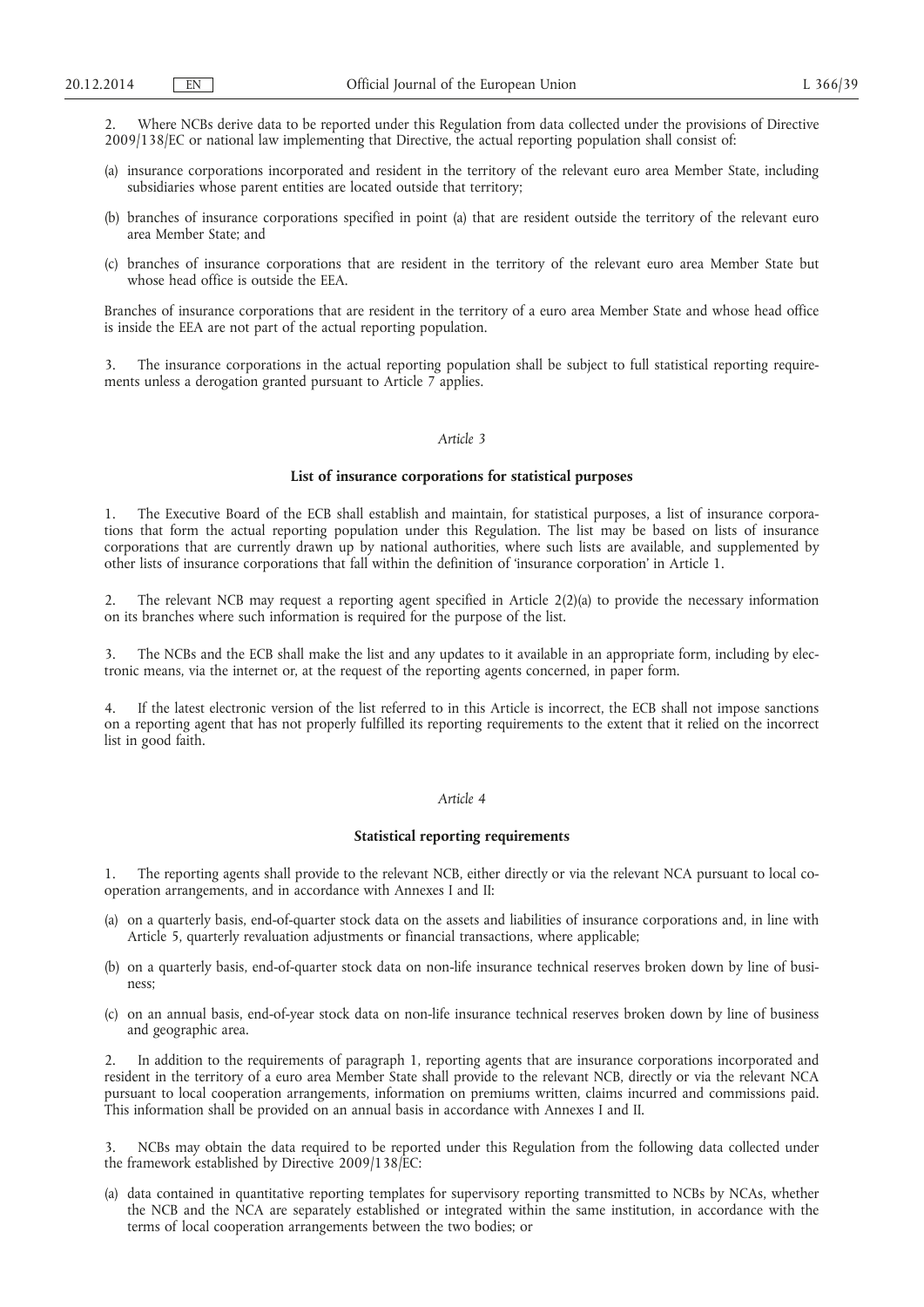2. Where NCBs derive data to be reported under this Regulation from data collected under the provisions of Directive 2009/138/EC or national law implementing that Directive, the actual reporting population shall consist of:

(a) insurance corporations incorporated and resident in the territory of the relevant euro area Member State, including subsidiaries whose parent entities are located outside that territory;

(b) branches of insurance corporations specified in point (a) that are resident outside the territory of the relevant euro area Member State; and

(c) branches of insurance corporations that are resident in the territory of the relevant euro area Member State but whose head office is outside the EEA.

Branches of insurance corporations that are resident in the territory of a euro area Member State and whose head office is inside the EEA are not part of the actual reporting population.

3. The insurance corporations in the actual reporting population shall be subject to full statistical reporting requirements unless a derogation granted pursuant to Article 7 applies.

*Article 3*

**List of insurance corporations for statistical purposes**

1. The Executive Board of the ECB shall establish and maintain, for statistical purposes, a list of insurance corporations that form the actual reporting population under this Regulation. The list may be based on lists of insurance corporations that are currently drawn up by national authorities, where such lists are available, and supplemented by other lists of insurance corporations that fall within the definition of 'insurance corporation' in Article 1.

2. The relevant NCB may request a reporting agent specified in Article 2(2)(a) to provide the necessary information on its branches where such information is required for the purpose of the list.

3. The NCBs and the ECB shall make the list and any updates to it available in an appropriate form, including by electronic means, via the internet or, at the request of the reporting agents concerned, in paper form.

4. If the latest electronic version of the list referred to in this Article is incorrect, the ECB shall not impose sanctions on a reporting agent that has not properly fulfilled its reporting requirements to the extent that it relied on the incorrect list in good faith.

*Article 4*

**Statistical reporting requirements**

1. The reporting agents shall provide to the relevant NCB, either directly or via the relevant NCA pursuant to local co-operation arrangements, and in accordance with Annexes I and II:

(a) on a quarterly basis, end-of-quarter stock data on the assets and liabilities of insurance corporations and, in line with Article 5, quarterly revaluation adjustments or financial transactions, where applicable;

(b) on a quarterly basis, end-of-quarter stock data on non-life insurance technical reserves broken down by line of business;

(c) on an annual basis, end-of-year stock data on non-life insurance technical reserves broken down by line of business and geographic area.

2. In addition to the requirements of paragraph 1, reporting agents that are insurance corporations incorporated and resident in the territory of a euro area Member State shall provide to the relevant NCB, directly or via the relevant NCA pursuant to local cooperation arrangements, information on premiums written, claims incurred and commissions paid. This information shall be provided on an annual basis in accordance with Annexes I and II.

3. NCBs may obtain the data required to be reported under this Regulation from the following data collected under the framework established by Directive 2009/138/EC:

(a) data contained in quantitative reporting templates for supervisory reporting transmitted to NCBs by NCAs, whether the NCB and the NCA are separately established or integrated within the same institution, in accordance with the terms of local cooperation arrangements between the two bodies; or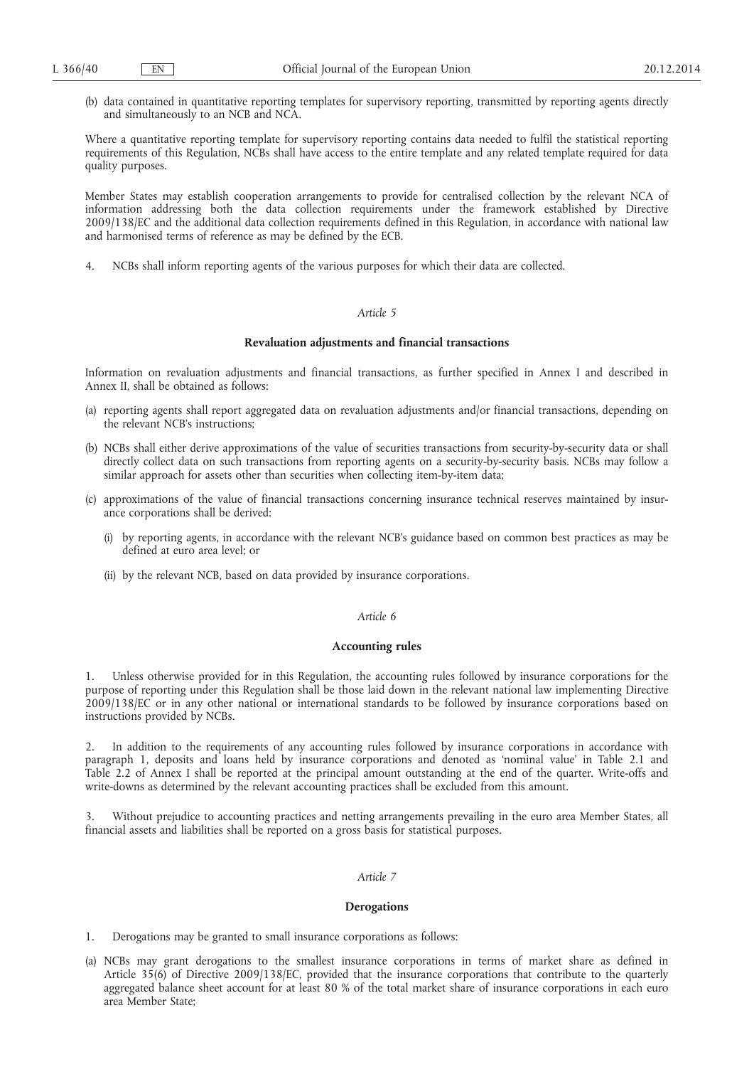(b) data contained in quantitative reporting templates for supervisory reporting, transmitted by reporting agents directly and simultaneously to an NCB and NCA.

Where a quantitative reporting template for supervisory reporting contains data needed to fulfil the statistical reporting requirements of this Regulation, NCBs shall have access to the entire template and any related template required for data quality purposes.

Member States may establish cooperation arrangements to provide for centralised collection by the relevant NCA of information addressing both the data collection requirements under the framework established by Directive 2009/138/EC and the additional data collection requirements defined in this Regulation, in accordance with national law and harmonised terms of reference as may be defined by the ECB.

4. NCBs shall inform reporting agents of the various purposes for which their data are collected.

*Article 5*

**Revaluation adjustments and financial transactions**

Information on revaluation adjustments and financial transactions, as further specified in Annex I and described in Annex II, shall be obtained as follows:

(a) reporting agents shall report aggregated data on revaluation adjustments and/or financial transactions, depending on the relevant NCB's instructions;

(b) NCBs shall either derive approximations of the value of securities transactions from security-by-security data or shall directly collect data on such transactions from reporting agents on a security-by-security basis. NCBs may follow a similar approach for assets other than securities when collecting item-by-item data;

(c) approximations of the value of financial transactions concerning insurance technical reserves maintained by insurance corporations shall be derived:

   (i) by reporting agents, in accordance with the relevant NCB's guidance based on common best practices as may be defined at euro area level; or

   (ii) by the relevant NCB, based on data provided by insurance corporations.

*Article 6*

**Accounting rules**

1. Unless otherwise provided for in this Regulation, the accounting rules followed by insurance corporations for the purpose of reporting under this Regulation shall be those laid down in the relevant national law implementing Directive 2009/138/EC or in any other national or international standards to be followed by insurance corporations based on instructions provided by NCBs.

2. In addition to the requirements of any accounting rules followed by insurance corporations in accordance with paragraph 1, deposits and loans held by insurance corporations and denoted as 'nominal value' in Table 2.1 and Table 2.2 of Annex I shall be reported at the principal amount outstanding at the end of the quarter. Write-offs and write-downs as determined by the relevant accounting practices shall be excluded from this amount.

3. Without prejudice to accounting practices and netting arrangements prevailing in the euro area Member States, all financial assets and liabilities shall be reported on a gross basis for statistical purposes.

*Article 7*

**Derogations**

1. Derogations may be granted to small insurance corporations as follows:

(a) NCBs may grant derogations to the smallest insurance corporations in terms of market share as defined in Article 35(6) of Directive 2009/138/EC, provided that the insurance corporations that contribute to the quarterly aggregated balance sheet account for at least 80 % of the total market share of insurance corporations in each euro area Member State;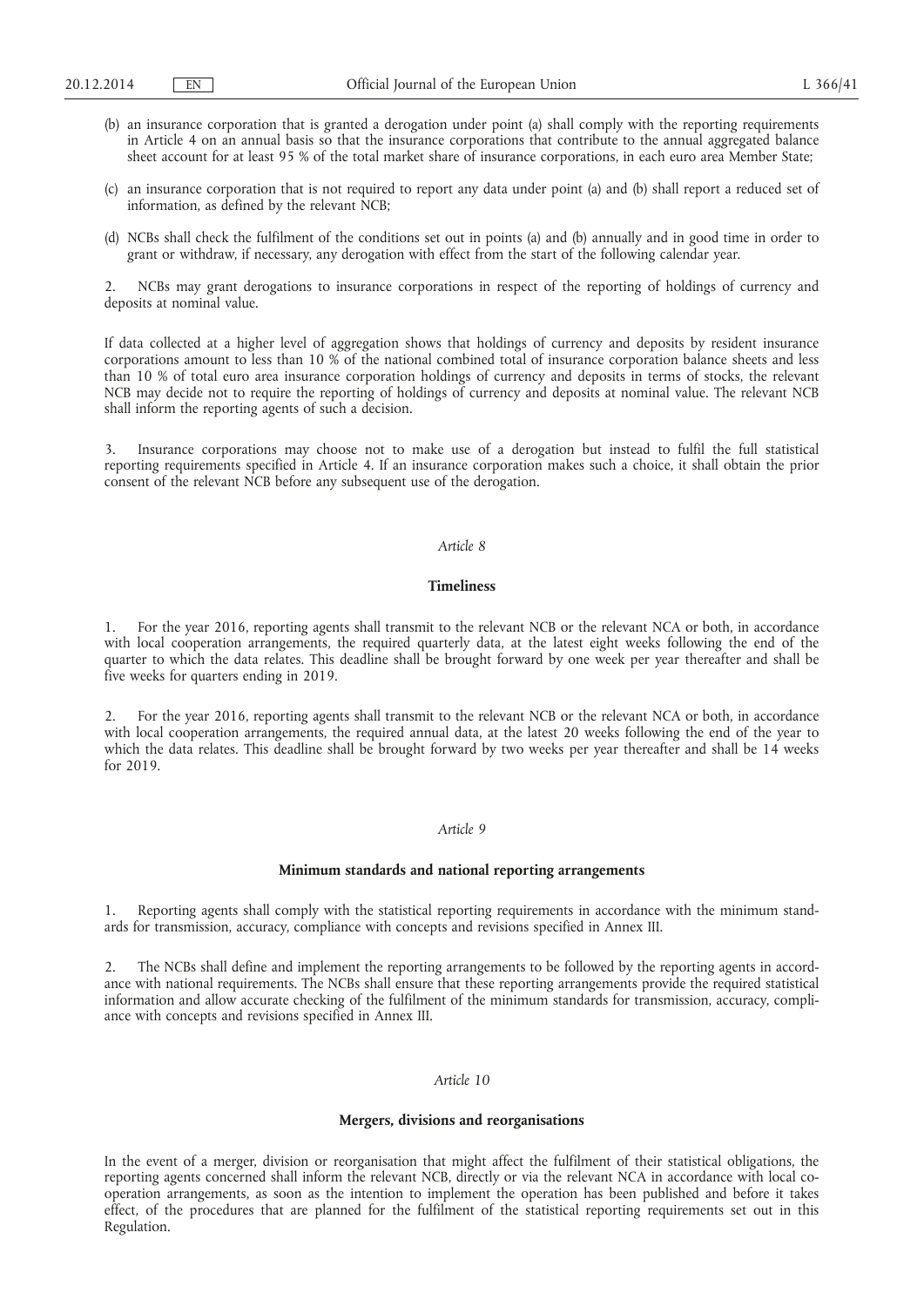(b) an insurance corporation that is granted a derogation under point (a) shall comply with the reporting requirements in Article 4 on an annual basis so that the insurance corporations that contribute to the annual aggregated balance sheet account for at least 95 % of the total market share of insurance corporations, in each euro area Member State;

(c) an insurance corporation that is not required to report any data under point (a) and (b) shall report a reduced set of information, as defined by the relevant NCB;

(d) NCBs shall check the fulfilment of the conditions set out in points (a) and (b) annually and in good time in order to grant or withdraw, if necessary, any derogation with effect from the start of the following calendar year.

2. NCBs may grant derogations to insurance corporations in respect of the reporting of holdings of currency and deposits at nominal value.

If data collected at a higher level of aggregation shows that holdings of currency and deposits by resident insurance corporations amount to less than 10 % of the national combined total of insurance corporation balance sheets and less than 10 % of total euro area insurance corporation holdings of currency and deposits in terms of stocks, the relevant NCB may decide not to require the reporting of holdings of currency and deposits at nominal value. The relevant NCB shall inform the reporting agents of such a decision.

3. Insurance corporations may choose not to make use of a derogation but instead to fulfil the full statistical reporting requirements specified in Article 4. If an insurance corporation makes such a choice, it shall obtain the prior consent of the relevant NCB before any subsequent use of the derogation.

*Article 8*

**Timeliness**

1. For the year 2016, reporting agents shall transmit to the relevant NCB or the relevant NCA or both, in accordance with local cooperation arrangements, the required quarterly data, at the latest eight weeks following the end of the quarter to which the data relates. This deadline shall be brought forward by one week per year thereafter and shall be five weeks for quarters ending in 2019.

2. For the year 2016, reporting agents shall transmit to the relevant NCB or the relevant NCA or both, in accordance with local cooperation arrangements, the required annual data, at the latest 20 weeks following the end of the year to which the data relates. This deadline shall be brought forward by two weeks per year thereafter and shall be 14 weeks for 2019.

*Article 9*

**Minimum standards and national reporting arrangements**

1. Reporting agents shall comply with the statistical reporting requirements in accordance with the minimum standards for transmission, accuracy, compliance with concepts and revisions specified in Annex III.

2. The NCBs shall define and implement the reporting arrangements to be followed by the reporting agents in accordance with national requirements. The NCBs shall ensure that these reporting arrangements provide the required statistical information and allow accurate checking of the fulfilment of the minimum standards for transmission, accuracy, compliance with concepts and revisions specified in Annex III.

*Article 10*

**Mergers, divisions and reorganisations**

In the event of a merger, division or reorganisation that might affect the fulfilment of their statistical obligations, the reporting agents concerned shall inform the relevant NCB, directly or via the relevant NCA in accordance with local cooperation arrangements, as soon as the intention to implement the operation has been published and before it takes effect, of the procedures that are planned for the fulfilment of the statistical reporting requirements set out in this Regulation.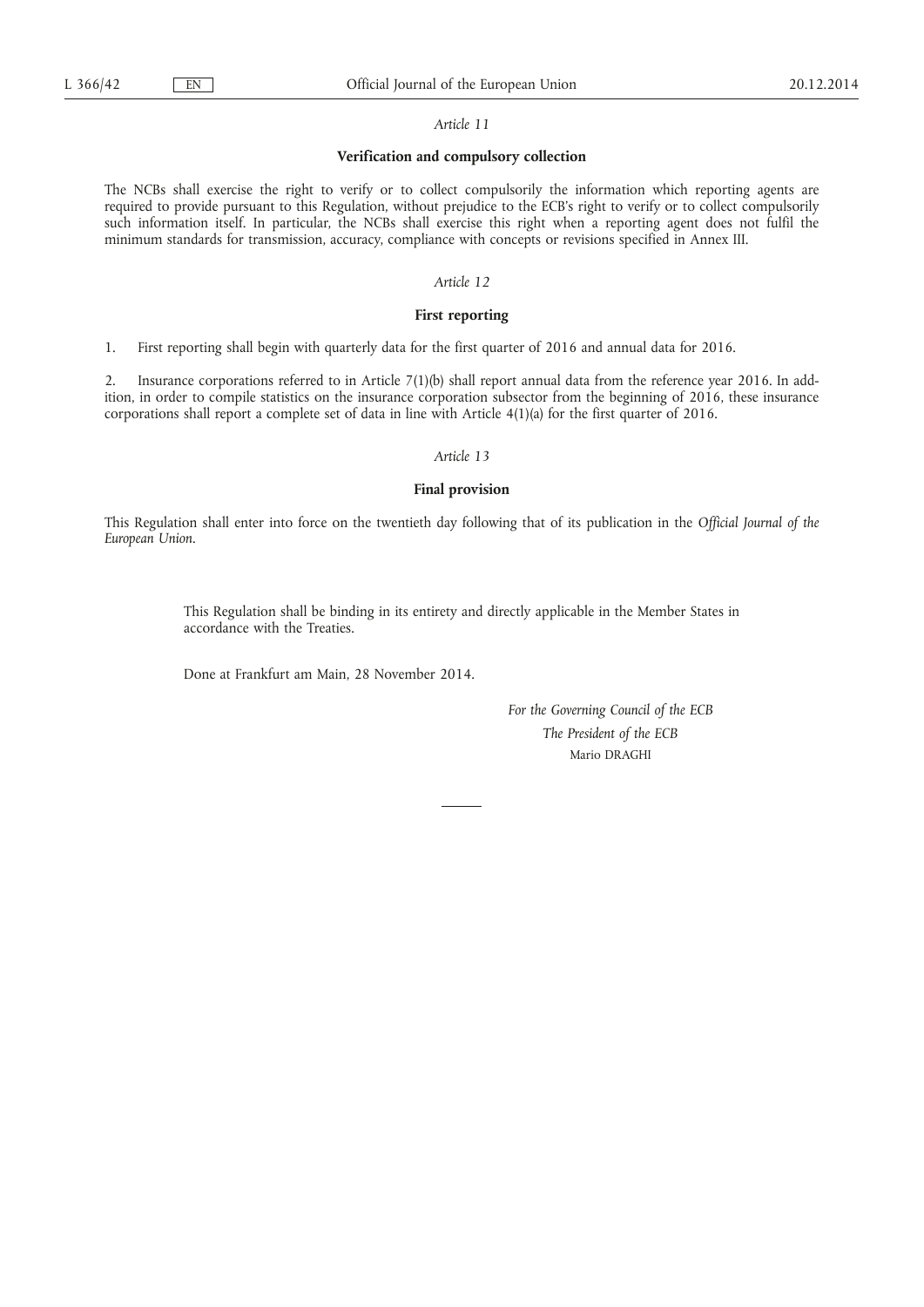*Article 11*

**Verification and compulsory collection**

The NCBs shall exercise the right to verify or to collect compulsorily the information which reporting agents are required to provide pursuant to this Regulation, without prejudice to the ECB's right to verify or to collect compulsorily such information itself. In particular, the NCBs shall exercise this right when a reporting agent does not fulfil the minimum standards for transmission, accuracy, compliance with concepts or revisions specified in Annex III.

*Article 12*

**First reporting**

1. First reporting shall begin with quarterly data for the first quarter of 2016 and annual data for 2016.

2. Insurance corporations referred to in Article 7(1)(b) shall report annual data from the reference year 2016. In addition, in order to compile statistics on the insurance corporation subsector from the beginning of 2016, these insurance corporations shall report a complete set of data in line with Article 4(1)(a) for the first quarter of 2016.

*Article 13*

**Final provision**

This Regulation shall enter into force on the twentieth day following that of its publication in the *Official Journal of the European Union*.

This Regulation shall be binding in its entirety and directly applicable in the Member States in accordance with the Treaties.

Done at Frankfurt am Main, 28 November 2014.

*For the Governing Council of the ECB*

*The President of the ECB*

Mario DRAGHI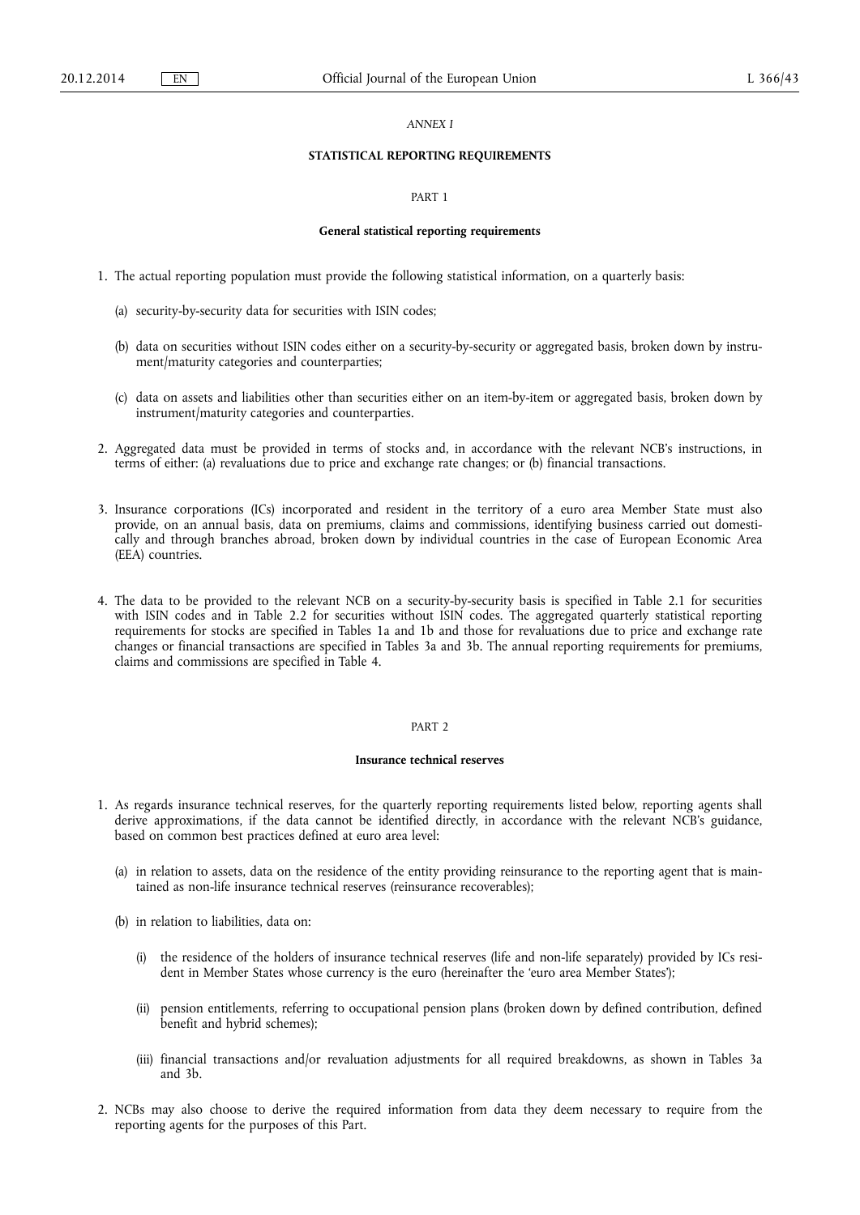*ANNEX I*

**STATISTICAL REPORTING REQUIREMENTS**

PART 1

**General statistical reporting requirements**

1. The actual reporting population must provide the following statistical information, on a quarterly basis:

   (a) security-by-security data for securities with ISIN codes;

   (b) data on securities without ISIN codes either on a security-by-security or aggregated basis, broken down by instrument/maturity categories and counterparties;

   (c) data on assets and liabilities other than securities either on an item-by-item or aggregated basis, broken down by instrument/maturity categories and counterparties.

2. Aggregated data must be provided in terms of stocks and, in accordance with the relevant NCB's instructions, in terms of either: (a) revaluations due to price and exchange rate changes; or (b) financial transactions.

3. Insurance corporations (ICs) incorporated and resident in the territory of a euro area Member State must also provide, on an annual basis, data on premiums, claims and commissions, identifying business carried out domestically and through branches abroad, broken down by individual countries in the case of European Economic Area (EEA) countries.

4. The data to be provided to the relevant NCB on a security-by-security basis is specified in Table 2.1 for securities with ISIN codes and in Table 2.2 for securities without ISIN codes. The aggregated quarterly statistical reporting requirements for stocks are specified in Tables 1a and 1b and those for revaluations due to price and exchange rate changes or financial transactions are specified in Tables 3a and 3b. The annual reporting requirements for premiums, claims and commissions are specified in Table 4.

PART 2

**Insurance technical reserves**

1. As regards insurance technical reserves, for the quarterly reporting requirements listed below, reporting agents shall derive approximations, if the data cannot be identified directly, in accordance with the relevant NCB's guidance, based on common best practices defined at euro area level:

   (a) in relation to assets, data on the residence of the entity providing reinsurance to the reporting agent that is maintained as non-life insurance technical reserves (reinsurance recoverables);

   (b) in relation to liabilities, data on:

      (i) the residence of the holders of insurance technical reserves (life and non-life separately) provided by ICs resident in Member States whose currency is the euro (hereinafter the 'euro area Member States');

      (ii) pension entitlements, referring to occupational pension plans (broken down by defined contribution, defined benefit and hybrid schemes);

      (iii) financial transactions and/or revaluation adjustments for all required breakdowns, as shown in Tables 3a and 3b.

2. NCBs may also choose to derive the required information from data they deem necessary to require from the reporting agents for the purposes of this Part.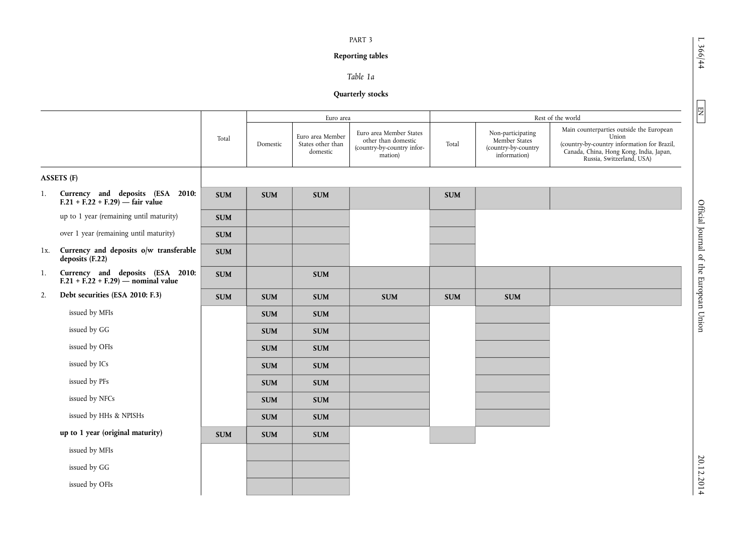PART 3

**Reporting tables**

*Table 1a*

**Quarterly stocks**

| | Total | Euro area | | | Rest of the world | | |
|---|---|---|---|---|---|---|---|
| | | Domestic | Euro area Member States other than domestic | Euro area Member States other than domestic (country-by-country information) | Total | Non-participating Member States (country-by-country information) | Main counterparties outside the European Union (country-by-country information for Brazil, Canada, China, Hong Kong, India, Japan, Russia, Switzerland, USA) |
| **ASSETS (F)** | | | | | | | |
| 1. **Currency and deposits (ESA 2010: F.21 + F.22 + F.29) — fair value** | **SUM** | **SUM** | **SUM** | | **SUM** | | |
| up to 1 year (remaining until maturity) | **SUM** | | | | | | |
| over 1 year (remaining until maturity) | **SUM** | | | | | | |
| 1x. **Currency and deposits o/w transferable deposits (F.22)** | **SUM** | | | | | | |
| 1. **Currency and deposits (ESA 2010: F.21 + F.22 + F.29) — nominal value** | **SUM** | | **SUM** | | | | |
| 2. **Debt securities (ESA 2010: F.3)** | **SUM** | **SUM** | **SUM** | **SUM** | **SUM** | **SUM** | |
| issued by MFIs | | **SUM** | **SUM** | | | | |
| issued by GG | | **SUM** | **SUM** | | | | |
| issued by OFIs | | **SUM** | **SUM** | | | | |
| issued by ICs | | **SUM** | **SUM** | | | | |
| issued by PFs | | **SUM** | **SUM** | | | | |
| issued by NFCs | | **SUM** | **SUM** | | | | |
| issued by HHs & NPISHs | | **SUM** | **SUM** | | | | |
| **up to 1 year (original maturity)** | **SUM** | **SUM** | **SUM** | | | | |
| issued by MFIs | | | | | | | |
| issued by GG | | | | | | | |
| issued by OFIs | | | | | | | |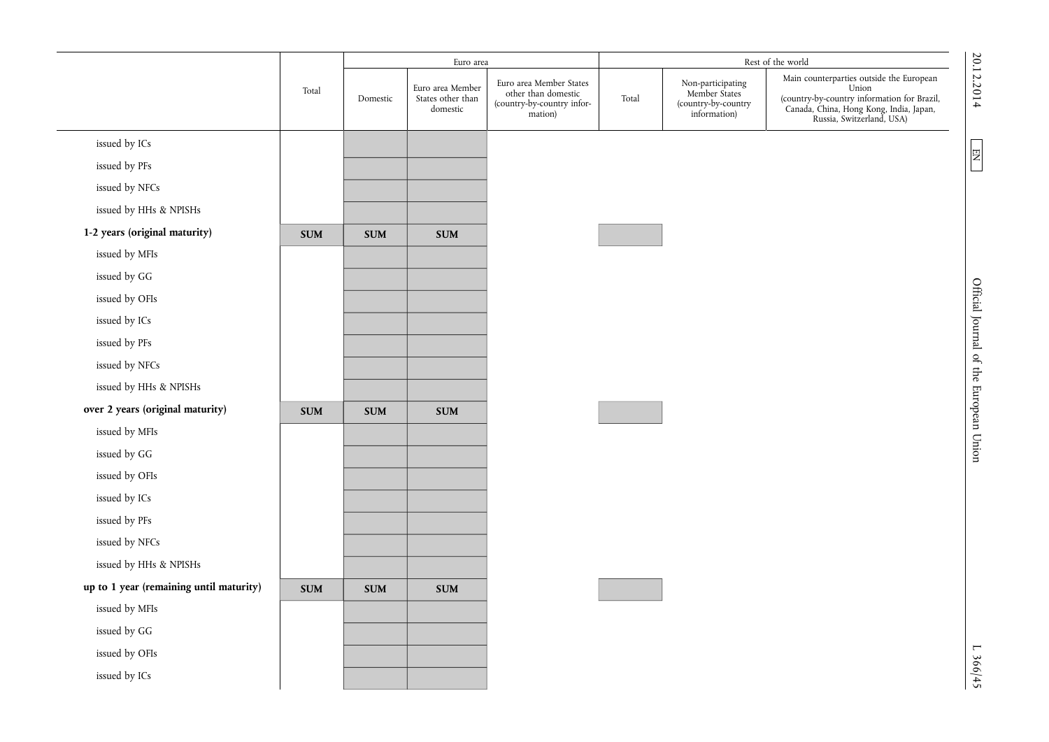| | Total | Euro area | | | Rest of the world | | |
|---|---|---|---|---|---|---|---|
| | | Domestic | Euro area Member States other than domestic | Euro area Member States other than domestic (country-by-country information) | Total | Non-participating Member States (country-by-country information) | Main counterparties outside the European Union (country-by-country information for Brazil, Canada, China, Hong Kong, India, Japan, Russia, Switzerland, USA) |
| issued by ICs | | | | | | | |
| issued by PFs | | | | | | | |
| issued by NFCs | | | | | | | |
| issued by HHs & NPISHs | | | | | | | |
| **1-2 years (original maturity)** | **SUM** | **SUM** | **SUM** | | | | |
| issued by MFIs | | | | | | | |
| issued by GG | | | | | | | |
| issued by OFIs | | | | | | | |
| issued by ICs | | | | | | | |
| issued by PFs | | | | | | | |
| issued by NFCs | | | | | | | |
| issued by HHs & NPISHs | | | | | | | |
| **over 2 years (original maturity)** | **SUM** | **SUM** | **SUM** | | | | |
| issued by MFIs | | | | | | | |
| issued by GG | | | | | | | |
| issued by OFIs | | | | | | | |
| issued by ICs | | | | | | | |
| issued by PFs | | | | | | | |
| issued by NFCs | | | | | | | |
| issued by HHs & NPISHs | | | | | | | |
| **up to 1 year (remaining until maturity)** | **SUM** | **SUM** | **SUM** | | | | |
| issued by MFIs | | | | | | | |
| issued by GG | | | | | | | |
| issued by OFIs | | | | | | | |
| issued by ICs | | | | | | | |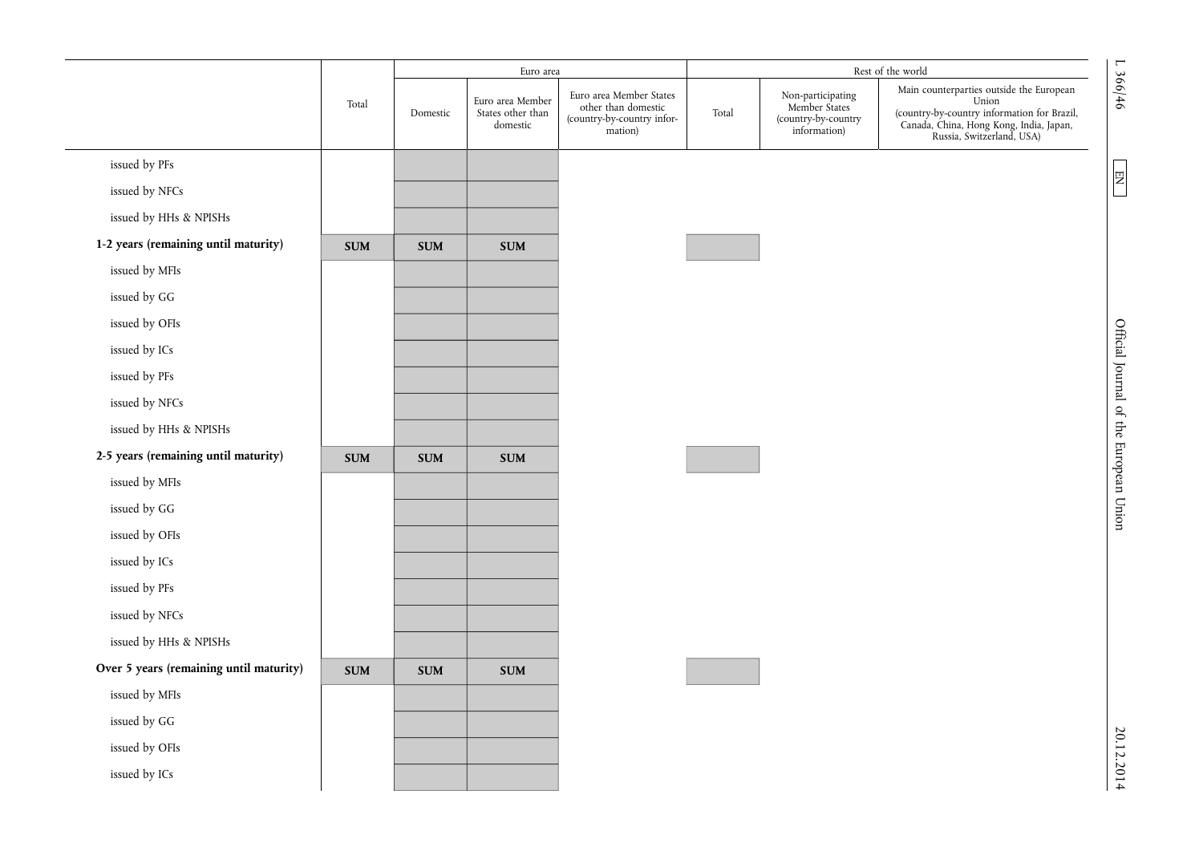| | Total | Euro area | | | Rest of the world | | |
|---|---|---|---|---|---|---|---|
| | | Domestic | Euro area Member States other than domestic | Euro area Member States other than domestic (country-by-country information) | Total | Non-participating Member States (country-by-country information) | Main counterparties outside the European Union (country-by-country information for Brazil, Canada, China, Hong Kong, India, Japan, Russia, Switzerland, USA) |
| issued by PFs | | | | | | | |
| issued by NFCs | | | | | | | |
| issued by HHs & NPISHs | | | | | | | |
| **1-2 years (remaining until maturity)** | **SUM** | **SUM** | **SUM** | | | | |
| issued by MFIs | | | | | | | |
| issued by GG | | | | | | | |
| issued by OFIs | | | | | | | |
| issued by ICs | | | | | | | |
| issued by PFs | | | | | | | |
| issued by NFCs | | | | | | | |
| issued by HHs & NPISHs | | | | | | | |
| **2-5 years (remaining until maturity)** | **SUM** | **SUM** | **SUM** | | | | |
| issued by MFIs | | | | | | | |
| issued by GG | | | | | | | |
| issued by OFIs | | | | | | | |
| issued by ICs | | | | | | | |
| issued by PFs | | | | | | | |
| issued by NFCs | | | | | | | |
| issued by HHs & NPISHs | | | | | | | |
| **Over 5 years (remaining until maturity)** | **SUM** | **SUM** | **SUM** | | | | |
| issued by MFIs | | | | | | | |
| issued by GG | | | | | | | |
| issued by OFIs | | | | | | | |
| issued by ICs | | | | | | | |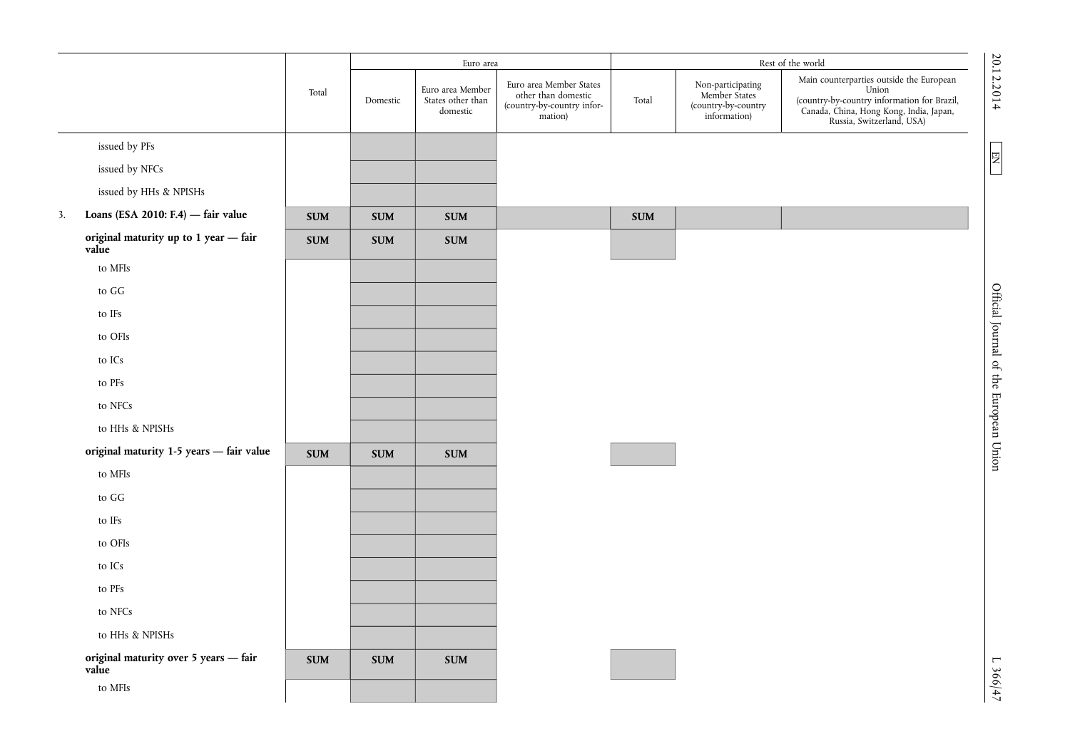| | Total | Euro area | | | Rest of the world | | |
|---|---|---|---|---|---|---|---|
| | | Domestic | Euro area Member States other than domestic | Euro area Member States other than domestic (country-by-country information) | Total | Non-participating Member States (country-by-country information) | Main counterparties outside the European Union (country-by-country information for Brazil, Canada, China, Hong Kong, India, Japan, Russia, Switzerland, USA) |
| issued by PFs | | | | | | | |
| issued by NFCs | | | | | | | |
| issued by HHs & NPISHs | | | | | | | |
| 3. **Loans (ESA 2010: F.4) — fair value** | **SUM** | **SUM** | **SUM** | | **SUM** | | |
| **original maturity up to 1 year — fair value** | **SUM** | **SUM** | **SUM** | | | | |
| to MFIs | | | | | | | |
| to GG | | | | | | | |
| to IFs | | | | | | | |
| to OFIs | | | | | | | |
| to ICs | | | | | | | |
| to PFs | | | | | | | |
| to NFCs | | | | | | | |
| to HHs & NPISHs | | | | | | | |
| **original maturity 1-5 years — fair value** | **SUM** | **SUM** | **SUM** | | | | |
| to MFIs | | | | | | | |
| to GG | | | | | | | |
| to IFs | | | | | | | |
| to OFIs | | | | | | | |
| to ICs | | | | | | | |
| to PFs | | | | | | | |
| to NFCs | | | | | | | |
| to HHs & NPISHs | | | | | | | |
| **original maturity over 5 years — fair value** | **SUM** | **SUM** | **SUM** | | | | |
| to MFIs | | | | | | | |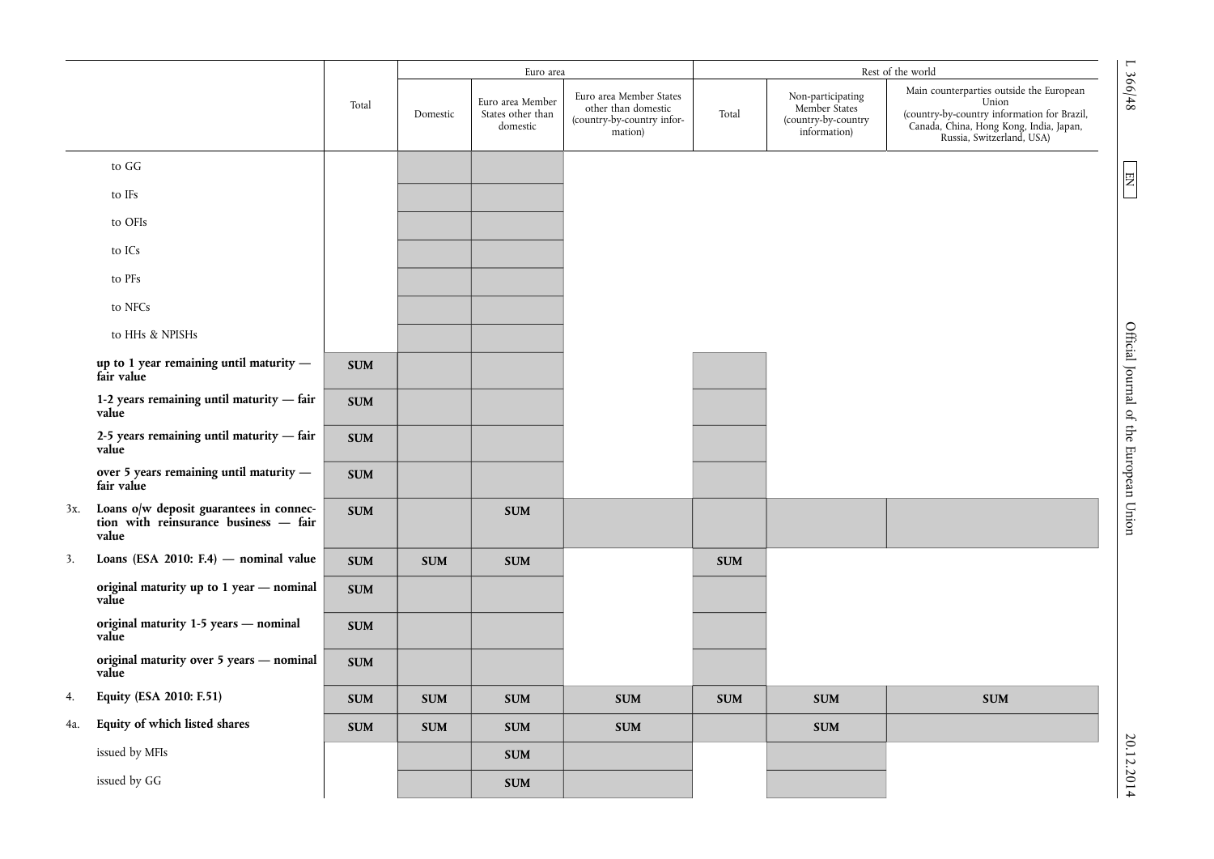| | | Total | Euro area | | | Rest of the world | | |
|---|---|---|---|---|---|---|---|---|
| | | | Domestic | Euro area Member States other than domestic | Euro area Member States other than domestic (country-by-country information) | Total | Non-participating Member States (country-by-country information) | Main counterparties outside the European Union (country-by-country information for Brazil, Canada, China, Hong Kong, India, Japan, Russia, Switzerland, USA) |
| | to GG | | | | | | | |
| | to IFs | | | | | | | |
| | to OFIs | | | | | | | |
| | to ICs | | | | | | | |
| | to PFs | | | | | | | |
| | to NFCs | | | | | | | |
| | to HHs & NPISHs | | | | | | | |
| | **up to 1 year remaining until maturity — fair value** | **SUM** | | | | | | |
| | **1-2 years remaining until maturity — fair value** | **SUM** | | | | | | |
| | **2-5 years remaining until maturity — fair value** | **SUM** | | | | | | |
| | **over 5 years remaining until maturity — fair value** | **SUM** | | | | | | |
| 3x. | **Loans o/w deposit guarantees in connection with reinsurance business — fair value** | **SUM** | | **SUM** | | | | |
| 3. | **Loans (ESA 2010: F.4) — nominal value** | **SUM** | **SUM** | **SUM** | | **SUM** | | |
| | **original maturity up to 1 year — nominal value** | **SUM** | | | | | | |
| | **original maturity 1-5 years — nominal value** | **SUM** | | | | | | |
| | **original maturity over 5 years — nominal value** | **SUM** | | | | | | |
| 4. | **Equity (ESA 2010: F.51)** | **SUM** | **SUM** | **SUM** | **SUM** | **SUM** | **SUM** | **SUM** |
| 4a. | **Equity of which listed shares** | **SUM** | **SUM** | **SUM** | **SUM** | | **SUM** | |
| | issued by MFIs | | | **SUM** | | | | |
| | issued by GG | | | **SUM** | | | | |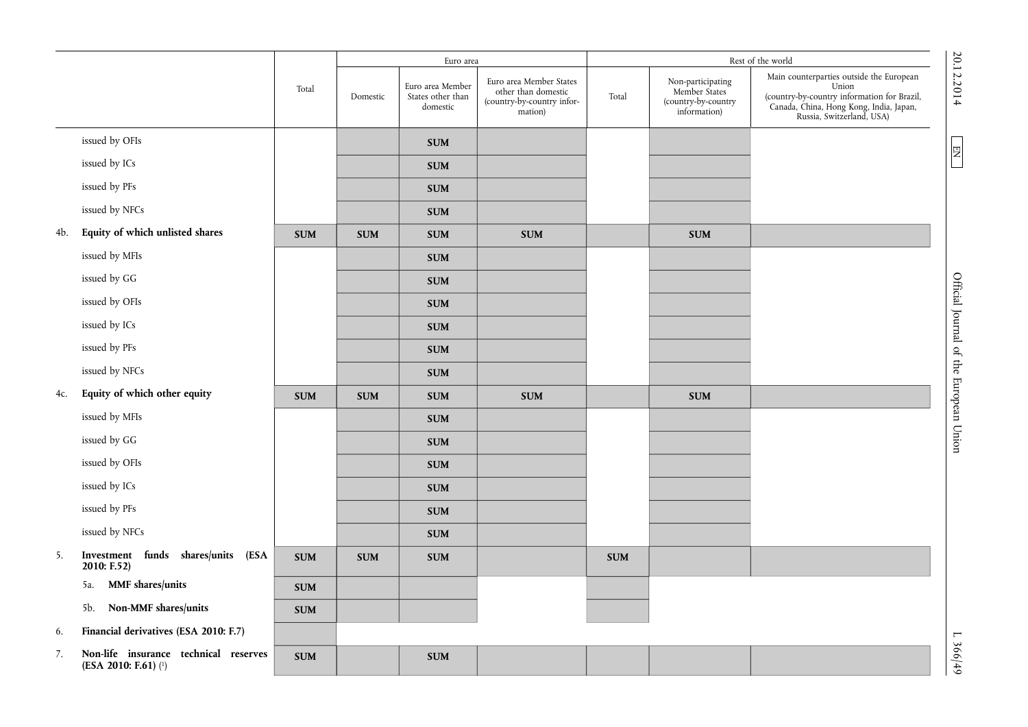| | Total | Euro area | | | Rest of the world | | |
|---|---|---|---|---|---|---|---|
| | | Domestic | Euro area Member States other than domestic | Euro area Member States other than domestic (country-by-country information) | Total | Non-participating Member States (country-by-country information) | Main counterparties outside the European Union (country-by-country information for Brazil, Canada, China, Hong Kong, India, Japan, Russia, Switzerland, USA) |
| issued by OFIs | | | **SUM** | | | | |
| issued by ICs | | | **SUM** | | | | |
| issued by PFs | | | **SUM** | | | | |
| issued by NFCs | | | **SUM** | | | | |
| 4b. **Equity of which unlisted shares** | **SUM** | **SUM** | **SUM** | **SUM** | | **SUM** | |
| issued by MFIs | | | **SUM** | | | | |
| issued by GG | | | **SUM** | | | | |
| issued by OFIs | | | **SUM** | | | | |
| issued by ICs | | | **SUM** | | | | |
| issued by PFs | | | **SUM** | | | | |
| issued by NFCs | | | **SUM** | | | | |
| 4c. **Equity of which other equity** | **SUM** | **SUM** | **SUM** | **SUM** | | **SUM** | |
| issued by MFIs | | | **SUM** | | | | |
| issued by GG | | | **SUM** | | | | |
| issued by OFIs | | | **SUM** | | | | |
| issued by ICs | | | **SUM** | | | | |
| issued by PFs | | | **SUM** | | | | |
| issued by NFCs | | | **SUM** | | | | |
| 5. **Investment funds shares/units (ESA 2010: F.52)** | **SUM** | **SUM** | **SUM** | | **SUM** | | |
| 5a. **MMF shares/units** | **SUM** | | | | | | |
| 5b. **Non-MMF shares/units** | **SUM** | | | | | | |
| 6. **Financial derivatives (ESA 2010: F.7)** | | | | | | | |
| 7. **Non-life insurance technical reserves (ESA 2010: F.61)** (1) | **SUM** | | **SUM** | | | | |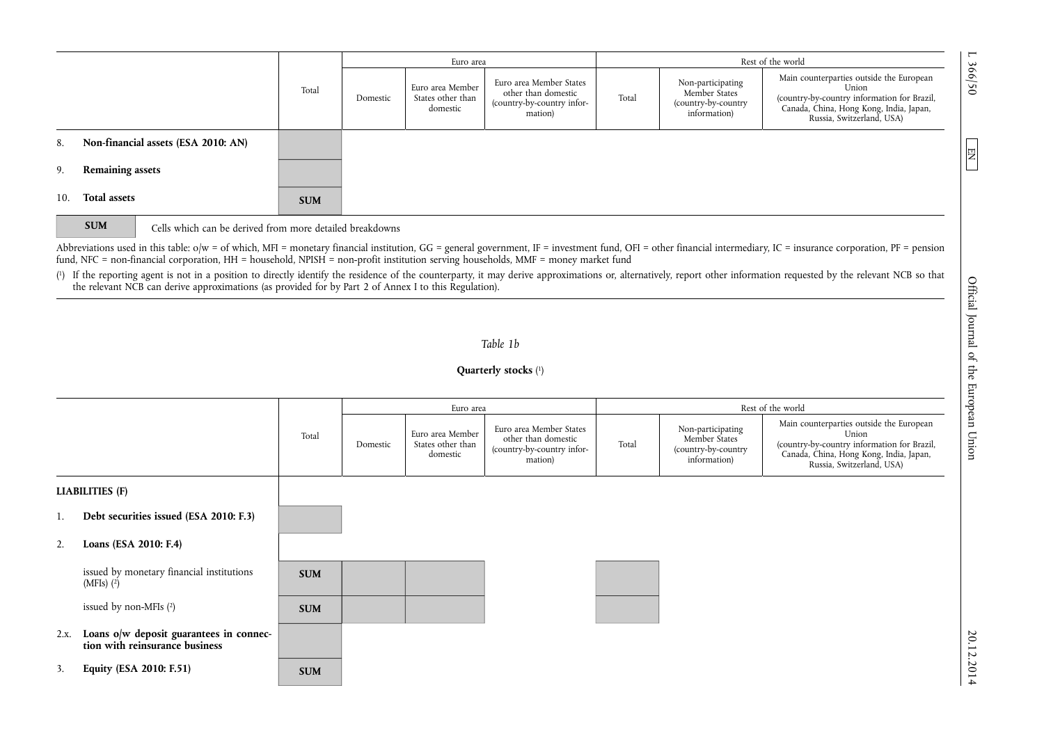| | Total | Euro area | | | Rest of the world | | |
|---|---|---|---|---|---|---|---|
| | | Domestic | Euro area Member States other than domestic | Euro area Member States other than domestic (country-by-country information) | Total | Non-participating Member States (country-by-country information) | Main counterparties outside the European Union (country-by-country information for Brazil, Canada, China, Hong Kong, India, Japan, Russia, Switzerland, USA) |
| 8. **Non-financial assets (ESA 2010: AN)** | | | | | | | |
| 9. **Remaining assets** | | | | | | | |
| 10. **Total assets** | SUM | | | | | | |

| SUM | Cells which can be derived from more detailed breakdowns |
|---|---|

Abbreviations used in this table: o/w = of which, MFI = monetary financial institution, GG = general government, IF = investment fund, OFI = other financial intermediary, IC = insurance corporation, PF = pension fund, NFC = non-financial corporation, HH = household, NPISH = non-profit institution serving households, MMF = money market fund

(1) If the reporting agent is not in a position to directly identify the residence of the counterparty, it may derive approximations or, alternatively, report other information requested by the relevant NCB so that the relevant NCB can derive approximations (as provided for by Part 2 of Annex I to this Regulation).

*Table 1b*

**Quarterly stocks** (1)

| | Total | Euro area | | | Rest of the world | | |
|---|---|---|---|---|---|---|---|
| | | Domestic | Euro area Member States other than domestic | Euro area Member States other than domestic (country-by-country information) | Total | Non-participating Member States (country-by-country information) | Main counterparties outside the European Union (country-by-country information for Brazil, Canada, China, Hong Kong, India, Japan, Russia, Switzerland, USA) |
| **LIABILITIES (F)** | | | | | | | |
| 1. **Debt securities issued (ESA 2010: F.3)** | | | | | | | |
| 2. **Loans (ESA 2010: F.4)** | | | | | | | |
| issued by monetary financial institutions (MFIs) (2) | SUM | | | | | | |
| issued by non-MFIs (2) | SUM | | | | | | |
| 2.x. **Loans o/w deposit guarantees in connection with reinsurance business** | | | | | | | |
| 3. **Equity (ESA 2010: F.51)** | SUM | | | | | | |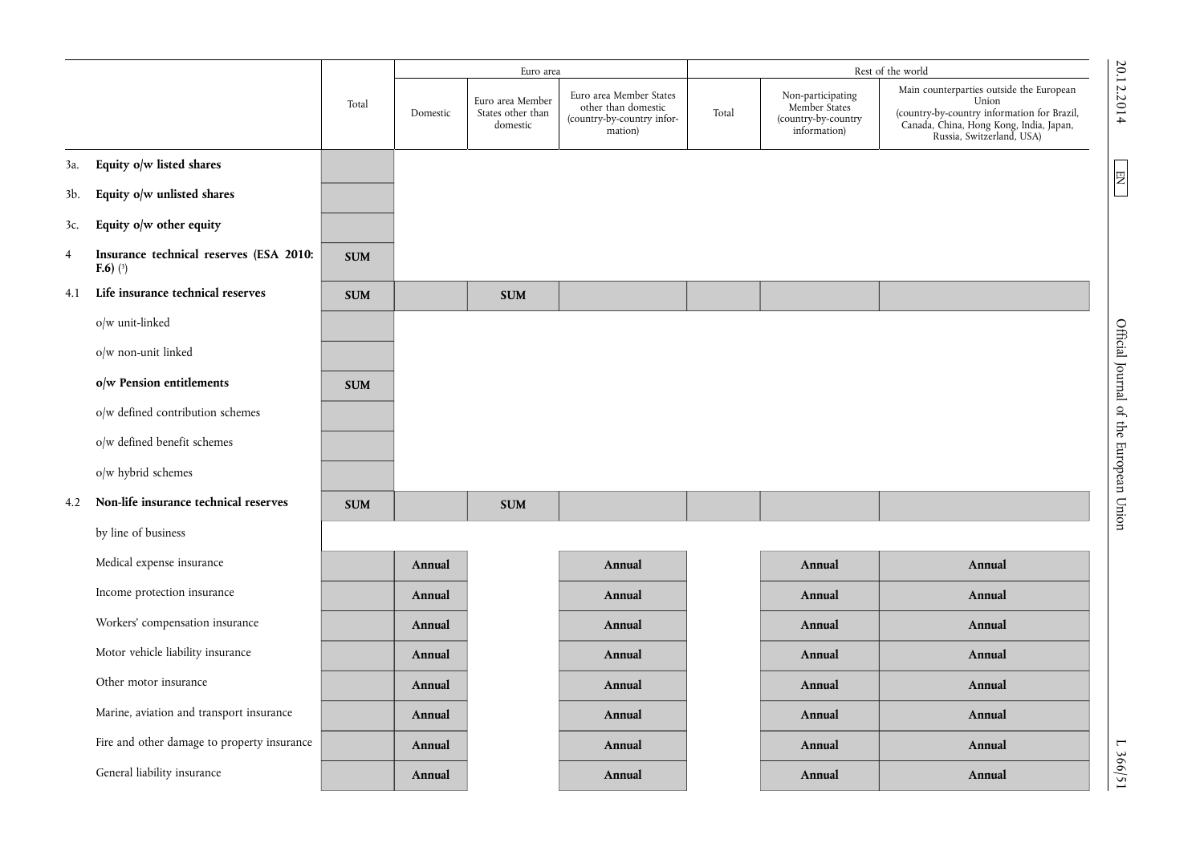| | | Total | Euro area | | | Rest of the world | | |
|---|---|---|---|---|---|---|---|---|
| | | | Domestic | Euro area Member States other than domestic | Euro area Member States other than domestic (country-by-country information) | Total | Non-participating Member States (country-by-country information) | Main counterparties outside the European Union (country-by-country information for Brazil, Canada, China, Hong Kong, India, Japan, Russia, Switzerland, USA) |
| 3a. | **Equity o/w listed shares** | | | | | | | |
| 3b. | **Equity o/w unlisted shares** | | | | | | | |
| 3c. | **Equity o/w other equity** | | | | | | | |
| 4 | **Insurance technical reserves (ESA 2010: F.6)** ([3]) | **SUM** | | | | | | |
| 4.1 | **Life insurance technical reserves** | **SUM** | | **SUM** | | | | |
| | o/w unit-linked | | | | | | | |
| | o/w non-unit linked | | | | | | | |
| | **o/w Pension entitlements** | **SUM** | | | | | | |
| | o/w defined contribution schemes | | | | | | | |
| | o/w defined benefit schemes | | | | | | | |
| | o/w hybrid schemes | | | | | | | |
| 4.2 | **Non-life insurance technical reserves** | **SUM** | | **SUM** | | | | |
| | by line of business | | | | | | | |
| | Medical expense insurance | | **Annual** | | **Annual** | | **Annual** | **Annual** |
| | Income protection insurance | | **Annual** | | **Annual** | | **Annual** | **Annual** |
| | Workers' compensation insurance | | **Annual** | | **Annual** | | **Annual** | **Annual** |
| | Motor vehicle liability insurance | | **Annual** | | **Annual** | | **Annual** | **Annual** |
| | Other motor insurance | | **Annual** | | **Annual** | | **Annual** | **Annual** |
| | Marine, aviation and transport insurance | | **Annual** | | **Annual** | | **Annual** | **Annual** |
| | Fire and other damage to property insurance | | **Annual** | | **Annual** | | **Annual** | **Annual** |
| | General liability insurance | | **Annual** | | **Annual** | | **Annual** | **Annual** |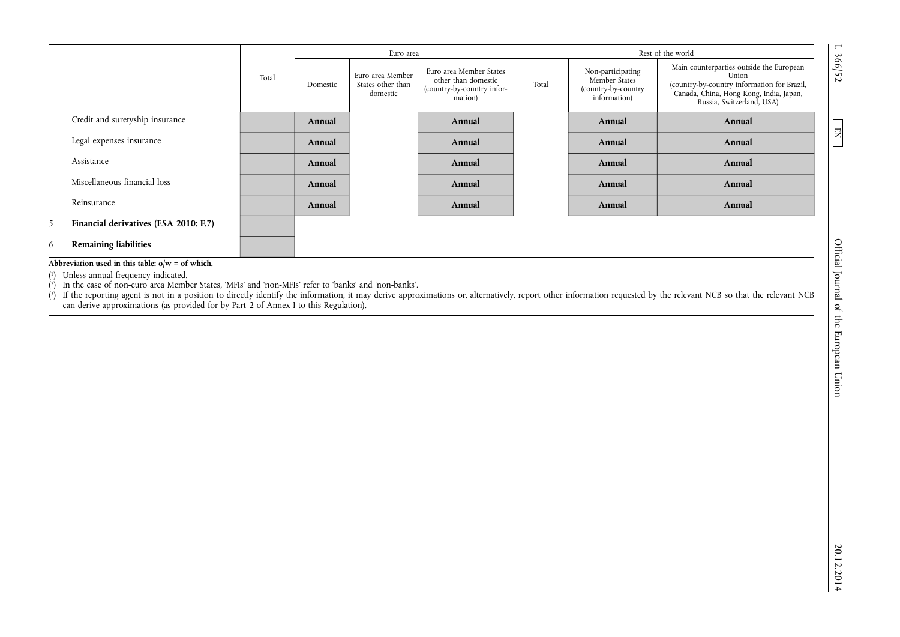| | | Total | Euro area | | | Rest of the world | | |
|---|---|---|---|---|---|---|---|---|
| | | | Domestic | Euro area Member States other than domestic | Euro area Member States other than domestic (country-by-country information) | Total | Non-participating Member States (country-by-country information) | Main counterparties outside the European Union (country-by-country information for Brazil, Canada, China, Hong Kong, India, Japan, Russia, Switzerland, USA) |
| | Credit and suretyship insurance | | **Annual** | | **Annual** | | **Annual** | **Annual** |
| | Legal expenses insurance | | **Annual** | | **Annual** | | **Annual** | **Annual** |
| | Assistance | | **Annual** | | **Annual** | | **Annual** | **Annual** |
| | Miscellaneous financial loss | | **Annual** | | **Annual** | | **Annual** | **Annual** |
| | Reinsurance | | **Annual** | | **Annual** | | **Annual** | **Annual** |
| 5 | **Financial derivatives (ESA 2010: F.7)** | | | | | | | |
| 6 | **Remaining liabilities** | | | | | | | |

**Abbreviation used in this table: o/w = of which.**

(1) Unless annual frequency indicated.

(2) In the case of non-euro area Member States, 'MFIs' and 'non-MFIs' refer to 'banks' and 'non-banks'.

(3) If the reporting agent is not in a position to directly identify the information, it may derive approximations or, alternatively, report other information requested by the relevant NCB so that the relevant NCB can derive approximations (as provided for by Part 2 of Annex I to this Regulation).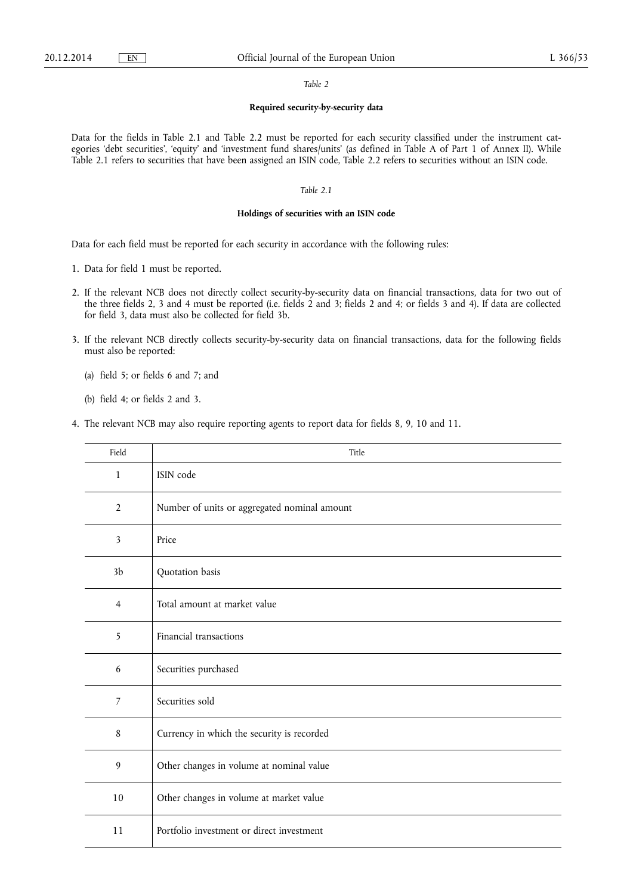*Table 2*

**Required security-by-security data**

Data for the fields in Table 2.1 and Table 2.2 must be reported for each security classified under the instrument categories 'debt securities', 'equity' and 'investment fund shares/units' (as defined in Table A of Part 1 of Annex II). While Table 2.1 refers to securities that have been assigned an ISIN code, Table 2.2 refers to securities without an ISIN code.

*Table 2.1*

**Holdings of securities with an ISIN code**

Data for each field must be reported for each security in accordance with the following rules:

1. Data for field 1 must be reported.
2. If the relevant NCB does not directly collect security-by-security data on financial transactions, data for two out of the three fields 2, 3 and 4 must be reported (i.e. fields 2 and 3; fields 2 and 4; or fields 3 and 4). If data are collected for field 3, data must also be collected for field 3b.
3. If the relevant NCB directly collects security-by-security data on financial transactions, data for the following fields must also be reported:

   (a) field 5; or fields 6 and 7; and

   (b) field 4; or fields 2 and 3.
4. The relevant NCB may also require reporting agents to report data for fields 8, 9, 10 and 11.

| Field | Title |
|---|---|
| 1 | ISIN code |
| 2 | Number of units or aggregated nominal amount |
| 3 | Price |
| 3b | Quotation basis |
| 4 | Total amount at market value |
| 5 | Financial transactions |
| 6 | Securities purchased |
| 7 | Securities sold |
| 8 | Currency in which the security is recorded |
| 9 | Other changes in volume at nominal value |
| 10 | Other changes in volume at market value |
| 11 | Portfolio investment or direct investment |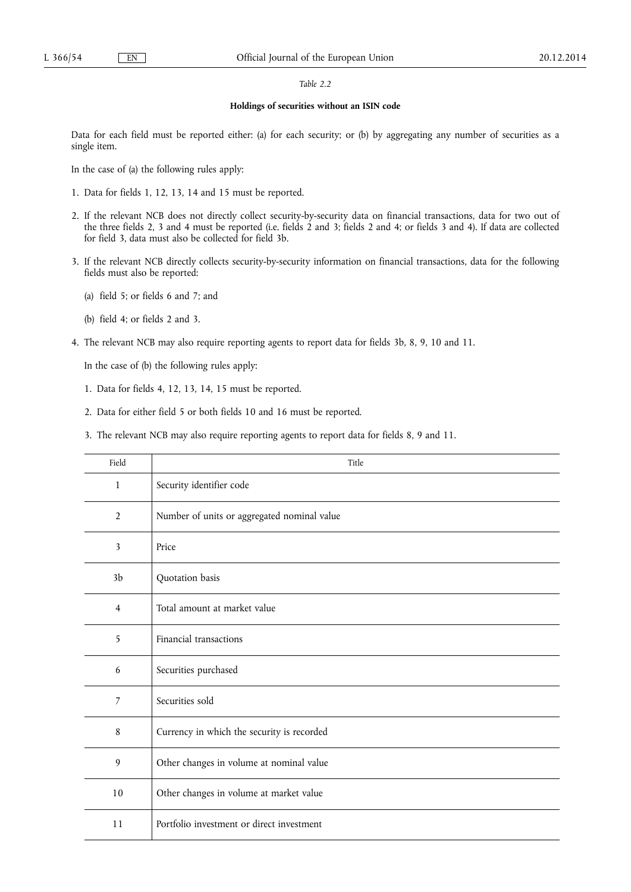*Table 2.2*

**Holdings of securities without an ISIN code**

Data for each field must be reported either: (a) for each security; or (b) by aggregating any number of securities as a single item.

In the case of (a) the following rules apply:

1. Data for fields 1, 12, 13, 14 and 15 must be reported.

2. If the relevant NCB does not directly collect security-by-security data on financial transactions, data for two out of the three fields 2, 3 and 4 must be reported (i.e. fields 2 and 3; fields 2 and 4; or fields 3 and 4). If data are collected for field 3, data must also be collected for field 3b.

3. If the relevant NCB directly collects security-by-security information on financial transactions, data for the following fields must also be reported:

   (a) field 5; or fields 6 and 7; and

   (b) field 4; or fields 2 and 3.

4. The relevant NCB may also require reporting agents to report data for fields 3b, 8, 9, 10 and 11.

   In the case of (b) the following rules apply:

   1. Data for fields 4, 12, 13, 14, 15 must be reported.

   2. Data for either field 5 or both fields 10 and 16 must be reported.

   3. The relevant NCB may also require reporting agents to report data for fields 8, 9 and 11.

| Field | Title |
|---|---|
| 1 | Security identifier code |
| 2 | Number of units or aggregated nominal value |
| 3 | Price |
| 3b | Quotation basis |
| 4 | Total amount at market value |
| 5 | Financial transactions |
| 6 | Securities purchased |
| 7 | Securities sold |
| 8 | Currency in which the security is recorded |
| 9 | Other changes in volume at nominal value |
| 10 | Other changes in volume at market value |
| 11 | Portfolio investment or direct investment |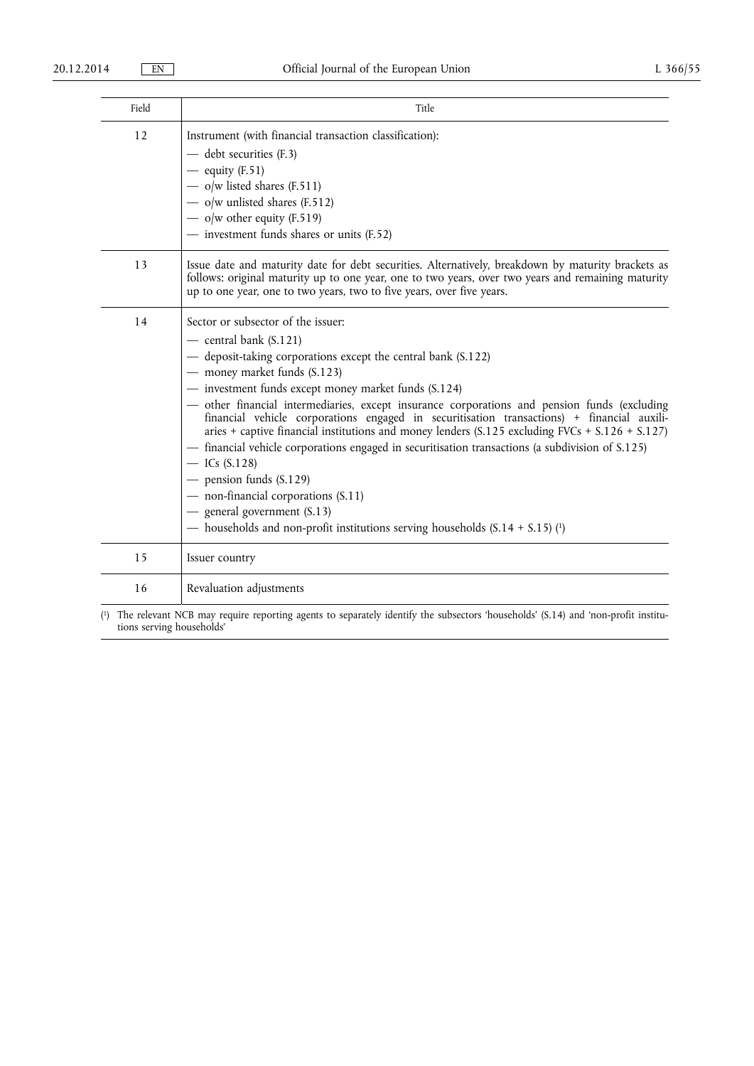| Field | Title |
|---|---|
| 12 | Instrument (with financial transaction classification):<br>— debt securities (F.3)<br>— equity (F.51)<br>— o/w listed shares (F.511)<br>— o/w unlisted shares (F.512)<br>— o/w other equity (F.519)<br>— investment funds shares or units (F.52) |
| 13 | Issue date and maturity date for debt securities. Alternatively, breakdown by maturity brackets as follows: original maturity up to one year, one to two years, over two years and remaining maturity up to one year, one to two years, two to five years, over five years. |
| 14 | Sector or subsector of the issuer:<br>— central bank (S.121)<br>— deposit-taking corporations except the central bank (S.122)<br>— money market funds (S.123)<br>— investment funds except money market funds (S.124)<br>— other financial intermediaries, except insurance corporations and pension funds (excluding financial vehicle corporations engaged in securitisation transactions) + financial auxiliaries + captive financial institutions and money lenders (S.125 excluding FVCs + S.126 + S.127)<br>— financial vehicle corporations engaged in securitisation transactions (a subdivision of S.125)<br>— ICs (S.128)<br>— pension funds (S.129)<br>— non-financial corporations (S.11)<br>— general government (S.13)<br>— households and non-profit institutions serving households (S.14 + S.15) [1] |
| 15 | Issuer country |
| 16 | Revaluation adjustments |

[1] The relevant NCB may require reporting agents to separately identify the subsectors 'households' (S.14) and 'non-profit institutions serving households'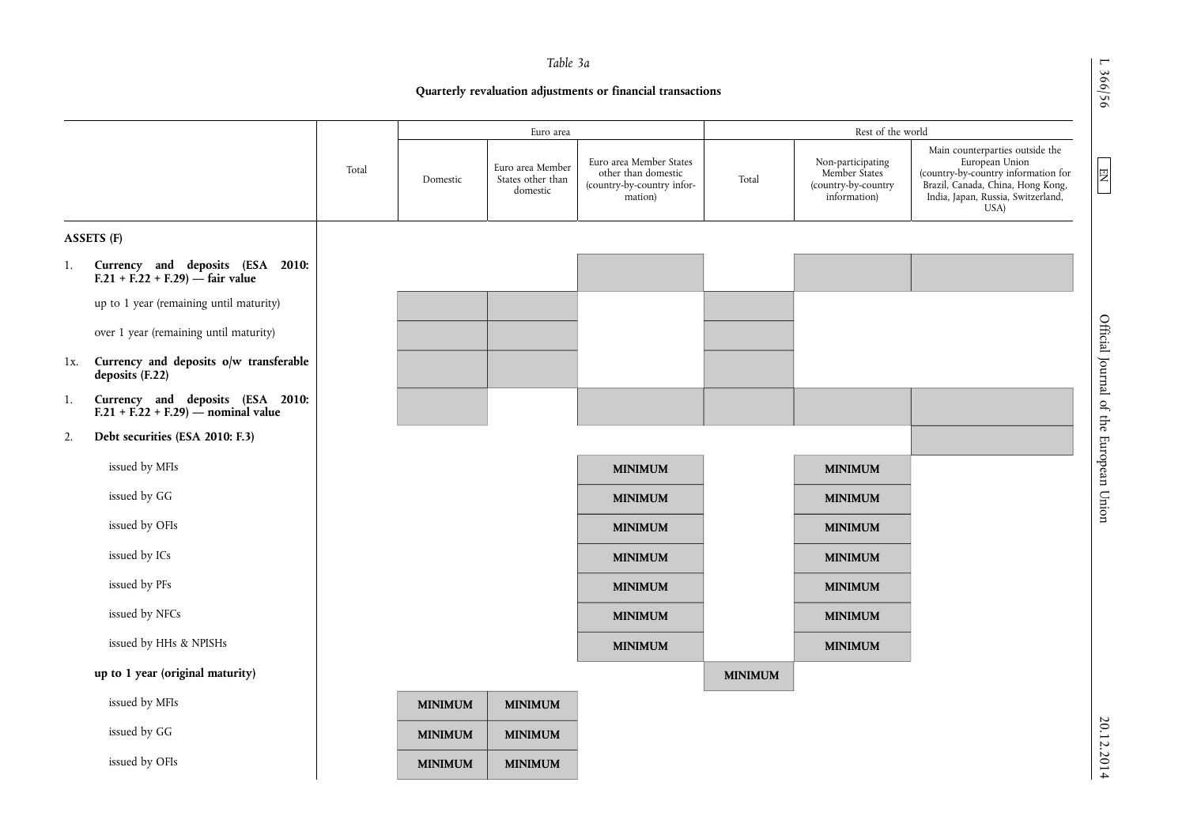*Table 3a*

**Quarterly revaluation adjustments or financial transactions**

| | Total | Euro area | | | Rest of the world | | |
|---|---|---|---|---|---|---|---|
| | | Domestic | Euro area Member States other than domestic | Euro area Member States other than domestic (country-by-country information) | Total | Non-participating Member States (country-by-country information) | Main counterparties outside the European Union (country-by-country information for Brazil, Canada, China, Hong Kong, India, Japan, Russia, Switzerland, USA) |
| **ASSETS (F)** | | | | | | | |
| 1. **Currency and deposits (ESA 2010: F.21 + F.22 + F.29) — fair value** | | | | | | | |
| up to 1 year (remaining until maturity) | | | | | | | |
| over 1 year (remaining until maturity) | | | | | | | |
| 1x. **Currency and deposits o/w transferable deposits (F.22)** | | | | | | | |
| 1. **Currency and deposits (ESA 2010: F.21 + F.22 + F.29) — nominal value** | | | | | | | |
| 2. **Debt securities (ESA 2010: F.3)** | | | | | | | |
| issued by MFIs | | | | **MINIMUM** | | **MINIMUM** | |
| issued by GG | | | | **MINIMUM** | | **MINIMUM** | |
| issued by OFIs | | | | **MINIMUM** | | **MINIMUM** | |
| issued by ICs | | | | **MINIMUM** | | **MINIMUM** | |
| issued by PFs | | | | **MINIMUM** | | **MINIMUM** | |
| issued by NFCs | | | | **MINIMUM** | | **MINIMUM** | |
| issued by HHs & NPISHs | | | | **MINIMUM** | | **MINIMUM** | |
| **up to 1 year (original maturity)** | | | | | **MINIMUM** | | |
| issued by MFIs | | **MINIMUM** | **MINIMUM** | | | | |
| issued by GG | | **MINIMUM** | **MINIMUM** | | | | |
| issued by OFIs | | **MINIMUM** | **MINIMUM** | | | | |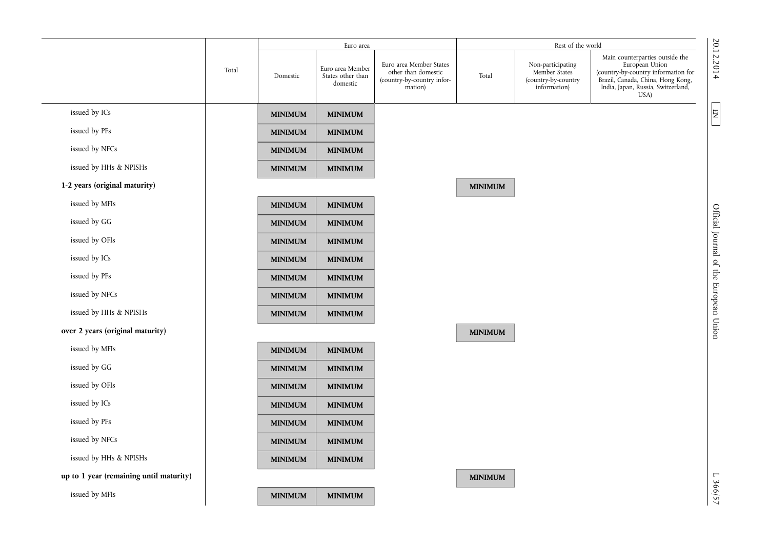| | Total | Euro area | | | Rest of the world | | |
|---|---|---|---|---|---|---|---|
| | | Domestic | Euro area Member States other than domestic | Euro area Member States other than domestic (country-by-country information) | Total | Non-participating Member States (country-by-country information) | Main counterparties outside the European Union (country-by-country information for Brazil, Canada, China, Hong Kong, India, Japan, Russia, Switzerland, USA) |
| issued by ICs | | **MINIMUM** | **MINIMUM** | | | | |
| issued by PFs | | **MINIMUM** | **MINIMUM** | | | | |
| issued by NFCs | | **MINIMUM** | **MINIMUM** | | | | |
| issued by HHs & NPISHs | | **MINIMUM** | **MINIMUM** | | | | |
| **1-2 years (original maturity)** | | | | | **MINIMUM** | | |
| issued by MFIs | | **MINIMUM** | **MINIMUM** | | | | |
| issued by GG | | **MINIMUM** | **MINIMUM** | | | | |
| issued by OFIs | | **MINIMUM** | **MINIMUM** | | | | |
| issued by ICs | | **MINIMUM** | **MINIMUM** | | | | |
| issued by PFs | | **MINIMUM** | **MINIMUM** | | | | |
| issued by NFCs | | **MINIMUM** | **MINIMUM** | | | | |
| issued by HHs & NPISHs | | **MINIMUM** | **MINIMUM** | | | | |
| **over 2 years (original maturity)** | | | | | **MINIMUM** | | |
| issued by MFIs | | **MINIMUM** | **MINIMUM** | | | | |
| issued by GG | | **MINIMUM** | **MINIMUM** | | | | |
| issued by OFIs | | **MINIMUM** | **MINIMUM** | | | | |
| issued by ICs | | **MINIMUM** | **MINIMUM** | | | | |
| issued by PFs | | **MINIMUM** | **MINIMUM** | | | | |
| issued by NFCs | | **MINIMUM** | **MINIMUM** | | | | |
| issued by HHs & NPISHs | | **MINIMUM** | **MINIMUM** | | | | |
| **up to 1 year (remaining until maturity)** | | | | | **MINIMUM** | | |
| issued by MFIs | | **MINIMUM** | **MINIMUM** | | | | |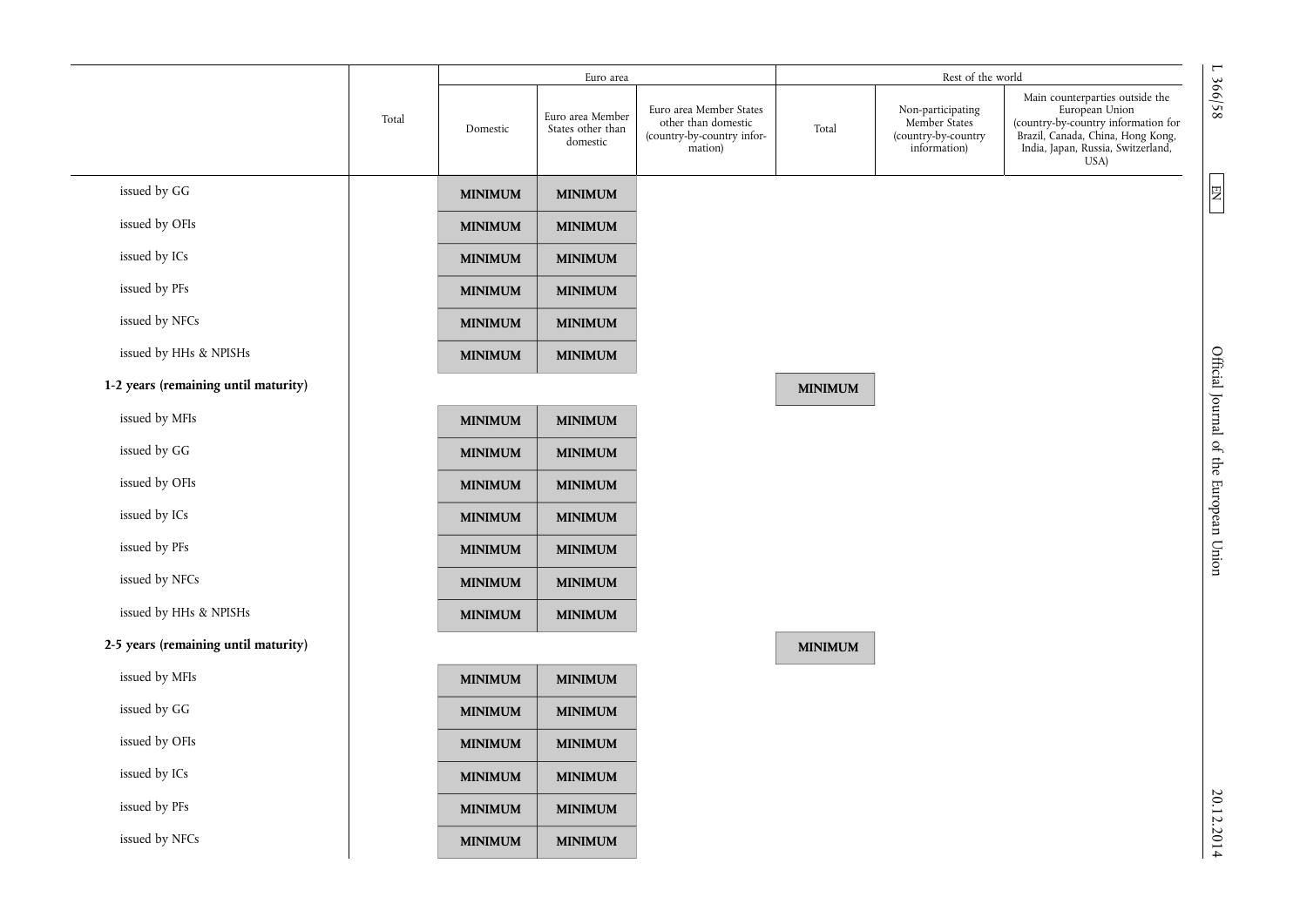| | Total | Euro area | | | Rest of the world | | |
|---|---|---|---|---|---|---|---|
| | | Domestic | Euro area Member States other than domestic | Euro area Member States other than domestic (country-by-country information) | Total | Non-participating Member States (country-by-country information) | Main counterparties outside the European Union (country-by-country information for Brazil, Canada, China, Hong Kong, India, Japan, Russia, Switzerland, USA) |
| issued by GG | | **MINIMUM** | **MINIMUM** | | | | |
| issued by OFIs | | **MINIMUM** | **MINIMUM** | | | | |
| issued by ICs | | **MINIMUM** | **MINIMUM** | | | | |
| issued by PFs | | **MINIMUM** | **MINIMUM** | | | | |
| issued by NFCs | | **MINIMUM** | **MINIMUM** | | | | |
| issued by HHs & NPISHs | | **MINIMUM** | **MINIMUM** | | | | |
| **1-2 years (remaining until maturity)** | | | | | **MINIMUM** | | |
| issued by MFIs | | **MINIMUM** | **MINIMUM** | | | | |
| issued by GG | | **MINIMUM** | **MINIMUM** | | | | |
| issued by OFIs | | **MINIMUM** | **MINIMUM** | | | | |
| issued by ICs | | **MINIMUM** | **MINIMUM** | | | | |
| issued by PFs | | **MINIMUM** | **MINIMUM** | | | | |
| issued by NFCs | | **MINIMUM** | **MINIMUM** | | | | |
| issued by HHs & NPISHs | | **MINIMUM** | **MINIMUM** | | | | |
| **2-5 years (remaining until maturity)** | | | | | **MINIMUM** | | |
| issued by MFIs | | **MINIMUM** | **MINIMUM** | | | | |
| issued by GG | | **MINIMUM** | **MINIMUM** | | | | |
| issued by OFIs | | **MINIMUM** | **MINIMUM** | | | | |
| issued by ICs | | **MINIMUM** | **MINIMUM** | | | | |
| issued by PFs | | **MINIMUM** | **MINIMUM** | | | | |
| issued by NFCs | | **MINIMUM** | **MINIMUM** | | | | |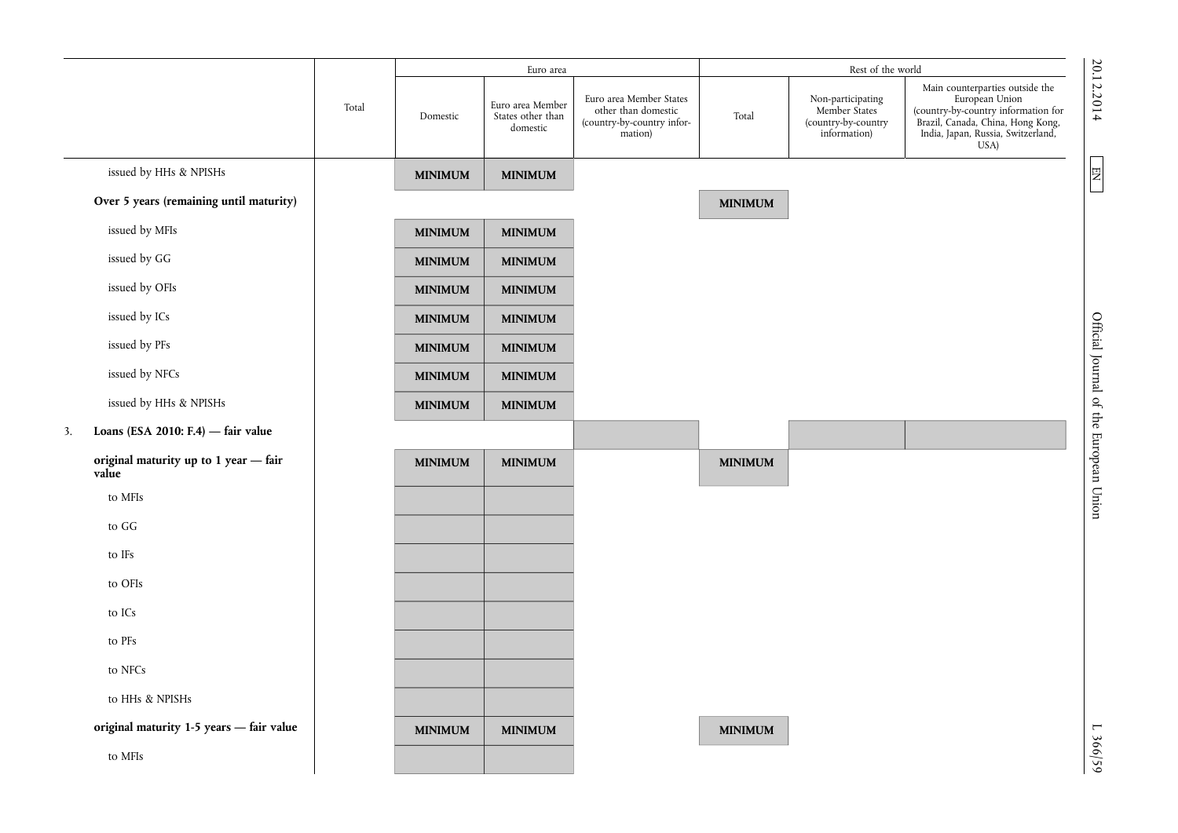| | Total | Euro area | | | Rest of the world | | |
|---|---|---|---|---|---|---|---|
| | | Domestic | Euro area Member States other than domestic | Euro area Member States other than domestic (country-by-country information) | Total | Non-participating Member States (country-by-country information) | Main counterparties outside the European Union (country-by-country information for Brazil, Canada, China, Hong Kong, India, Japan, Russia, Switzerland, USA) |
| issued by HHs & NPISHs | | **MINIMUM** | **MINIMUM** | | | | |
| **Over 5 years (remaining until maturity)** | | | | | **MINIMUM** | | |
| issued by MFIs | | **MINIMUM** | **MINIMUM** | | | | |
| issued by GG | | **MINIMUM** | **MINIMUM** | | | | |
| issued by OFIs | | **MINIMUM** | **MINIMUM** | | | | |
| issued by ICs | | **MINIMUM** | **MINIMUM** | | | | |
| issued by PFs | | **MINIMUM** | **MINIMUM** | | | | |
| issued by NFCs | | **MINIMUM** | **MINIMUM** | | | | |
| issued by HHs & NPISHs | | **MINIMUM** | **MINIMUM** | | | | |
| 3. **Loans (ESA 2010: F.4) — fair value** | | | | | | | |
| **original maturity up to 1 year — fair value** | | **MINIMUM** | **MINIMUM** | | **MINIMUM** | | |
| to MFIs | | | | | | | |
| to GG | | | | | | | |
| to IFs | | | | | | | |
| to OFIs | | | | | | | |
| to ICs | | | | | | | |
| to PFs | | | | | | | |
| to NFCs | | | | | | | |
| to HHs & NPISHs | | | | | | | |
| **original maturity 1-5 years — fair value** | | **MINIMUM** | **MINIMUM** | | **MINIMUM** | | |
| to MFIs | | | | | | | |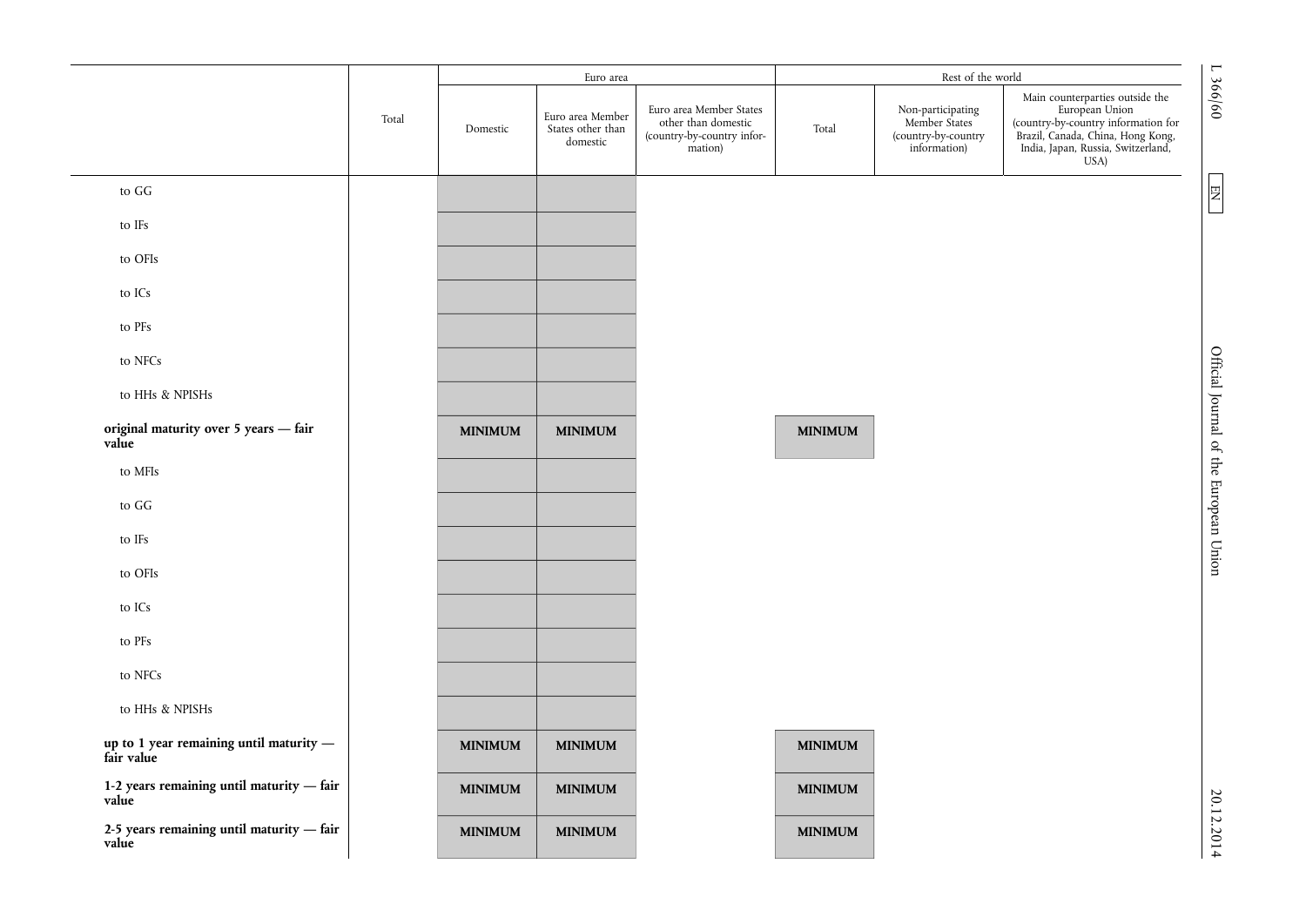| | Total | Euro area | | | Rest of the world | | |
|---|---|---|---|---|---|---|---|
| | | Domestic | Euro area Member States other than domestic | Euro area Member States other than domestic (country-by-country information) | Total | Non-participating Member States (country-by-country information) | Main counterparties outside the European Union (country-by-country information for Brazil, Canada, China, Hong Kong, India, Japan, Russia, Switzerland, USA) |
| to GG | | | | | | | |
| to IFs | | | | | | | |
| to OFIs | | | | | | | |
| to ICs | | | | | | | |
| to PFs | | | | | | | |
| to NFCs | | | | | | | |
| to HHs & NPISHs | | | | | | | |
| **original maturity over 5 years — fair value** | | **MINIMUM** | **MINIMUM** | | **MINIMUM** | | |
| to MFIs | | | | | | | |
| to GG | | | | | | | |
| to IFs | | | | | | | |
| to OFIs | | | | | | | |
| to ICs | | | | | | | |
| to PFs | | | | | | | |
| to NFCs | | | | | | | |
| to HHs & NPISHs | | | | | | | |
| **up to 1 year remaining until maturity — fair value** | | **MINIMUM** | **MINIMUM** | | **MINIMUM** | | |
| **1-2 years remaining until maturity — fair value** | | **MINIMUM** | **MINIMUM** | | **MINIMUM** | | |
| **2-5 years remaining until maturity — fair value** | | **MINIMUM** | **MINIMUM** | | **MINIMUM** | | |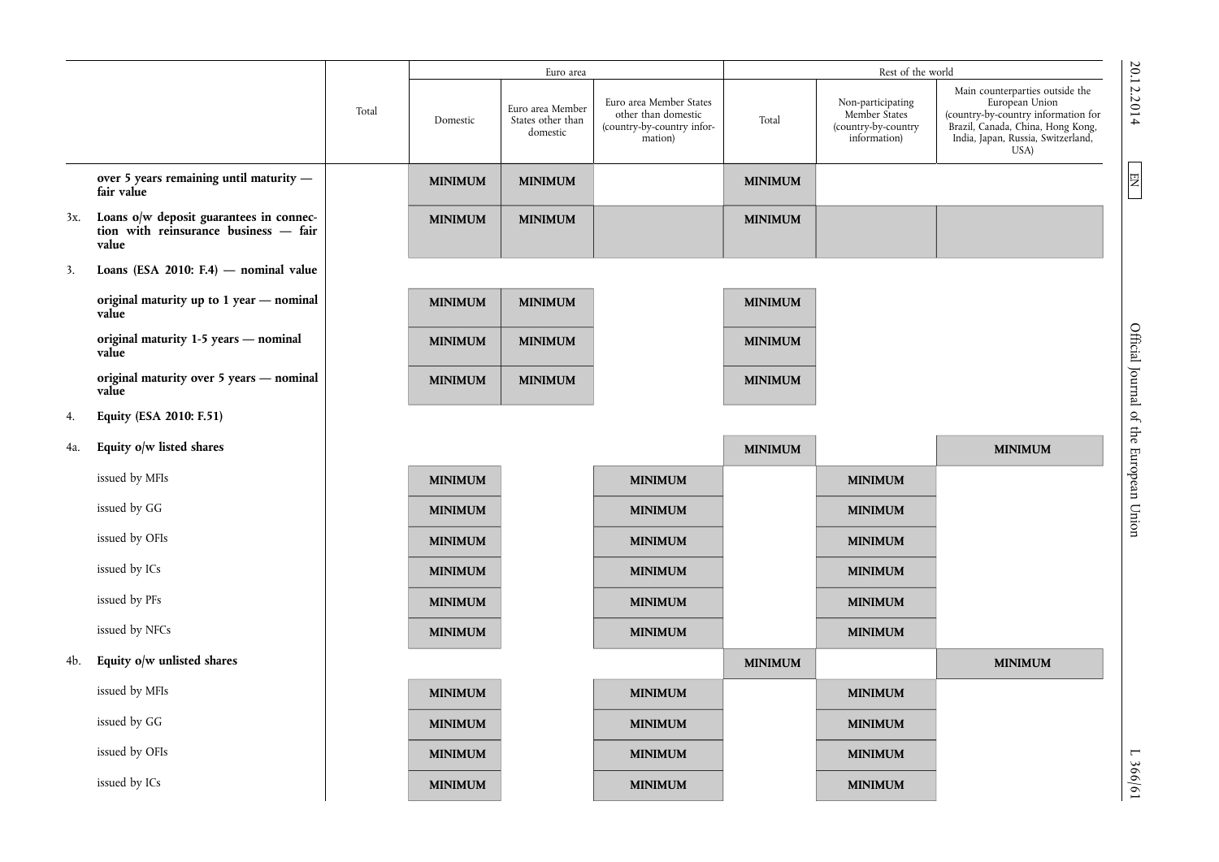| | | Total | Euro area | | | Rest of the world | | |
|---|---|---|---|---|---|---|---|---|
| | | | Domestic | Euro area Member States other than domestic | Euro area Member States other than domestic (country-by-country information) | Total | Non-participating Member States (country-by-country information) | Main counterparties outside the European Union (country-by-country information for Brazil, Canada, China, Hong Kong, India, Japan, Russia, Switzerland, USA) |
| | **over 5 years remaining until maturity — fair value** | | **MINIMUM** | **MINIMUM** | | **MINIMUM** | | |
| 3x. | **Loans o/w deposit guarantees in connection with reinsurance business — fair value** | | **MINIMUM** | **MINIMUM** | | **MINIMUM** | | |
| 3. | **Loans (ESA 2010: F.4) — nominal value** | | | | | | | |
| | **original maturity up to 1 year — nominal value** | | **MINIMUM** | **MINIMUM** | | **MINIMUM** | | |
| | **original maturity 1-5 years — nominal value** | | **MINIMUM** | **MINIMUM** | | **MINIMUM** | | |
| | **original maturity over 5 years — nominal value** | | **MINIMUM** | **MINIMUM** | | **MINIMUM** | | |
| 4. | **Equity (ESA 2010: F.51)** | | | | | | | |
| 4a. | **Equity o/w listed shares** | | | | | **MINIMUM** | | **MINIMUM** |
| | issued by MFIs | | **MINIMUM** | | **MINIMUM** | | **MINIMUM** | |
| | issued by GG | | **MINIMUM** | | **MINIMUM** | | **MINIMUM** | |
| | issued by OFIs | | **MINIMUM** | | **MINIMUM** | | **MINIMUM** | |
| | issued by ICs | | **MINIMUM** | | **MINIMUM** | | **MINIMUM** | |
| | issued by PFs | | **MINIMUM** | | **MINIMUM** | | **MINIMUM** | |
| | issued by NFCs | | **MINIMUM** | | **MINIMUM** | | **MINIMUM** | |
| 4b. | **Equity o/w unlisted shares** | | | | | **MINIMUM** | | **MINIMUM** |
| | issued by MFIs | | **MINIMUM** | | **MINIMUM** | | **MINIMUM** | |
| | issued by GG | | **MINIMUM** | | **MINIMUM** | | **MINIMUM** | |
| | issued by OFIs | | **MINIMUM** | | **MINIMUM** | | **MINIMUM** | |
| | issued by ICs | | **MINIMUM** | | **MINIMUM** | | **MINIMUM** | |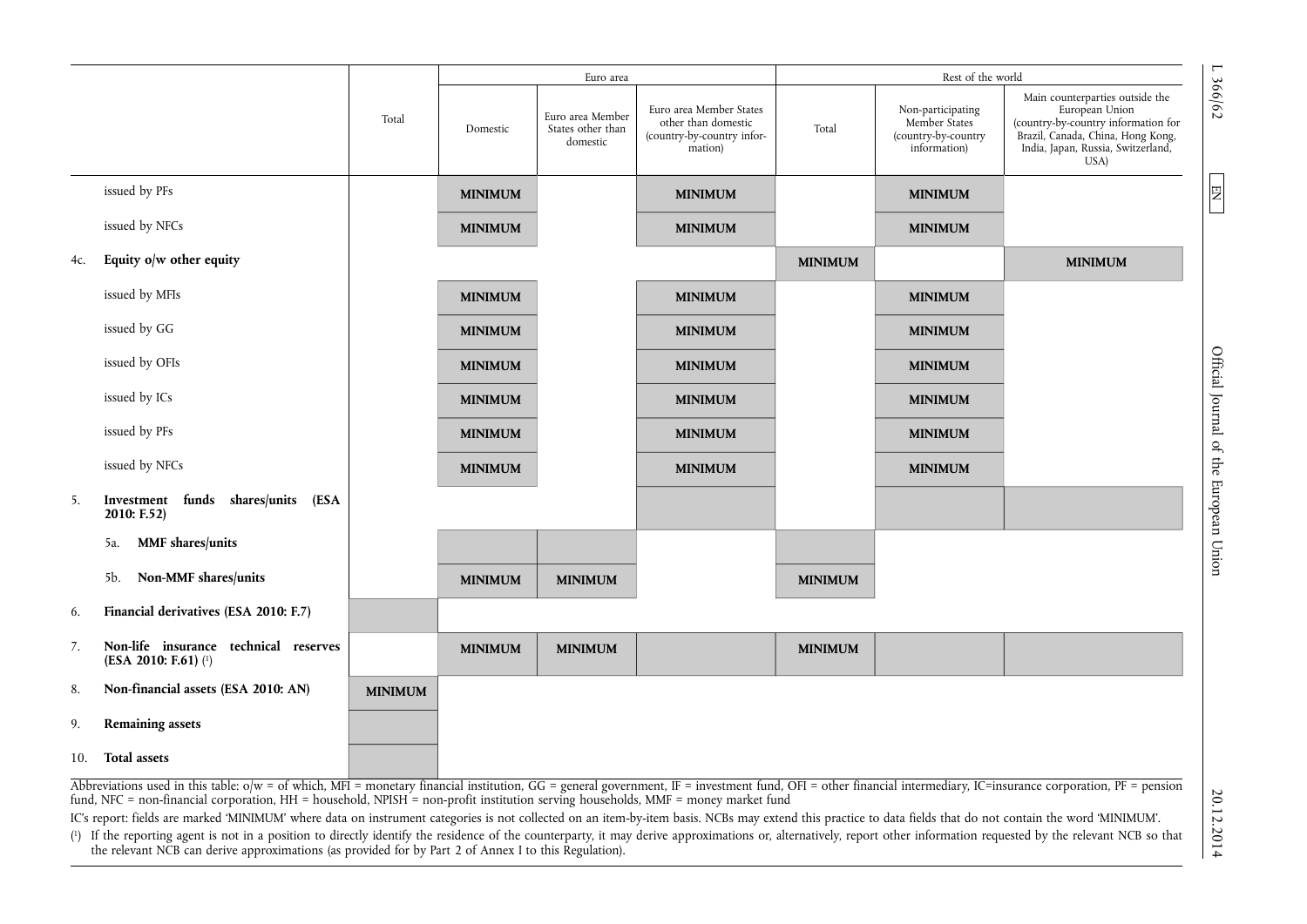| | Total | Euro area | | | Rest of the world | | |
|---|---|---|---|---|---|---|---|
| | | Domestic | Euro area Member States other than domestic | Euro area Member States other than domestic (country-by-country information) | Total | Non-participating Member States (country-by-country information) | Main counterparties outside the European Union (country-by-country information for Brazil, Canada, China, Hong Kong, India, Japan, Russia, Switzerland, USA) |
| issued by PFs | | **MINIMUM** | | **MINIMUM** | | **MINIMUM** | |
| issued by NFCs | | **MINIMUM** | | **MINIMUM** | | **MINIMUM** | |
| 4c. **Equity o/w other equity** | | | | | **MINIMUM** | | **MINIMUM** |
| issued by MFIs | | **MINIMUM** | | **MINIMUM** | | **MINIMUM** | |
| issued by GG | | **MINIMUM** | | **MINIMUM** | | **MINIMUM** | |
| issued by OFIs | | **MINIMUM** | | **MINIMUM** | | **MINIMUM** | |
| issued by ICs | | **MINIMUM** | | **MINIMUM** | | **MINIMUM** | |
| issued by PFs | | **MINIMUM** | | **MINIMUM** | | **MINIMUM** | |
| issued by NFCs | | **MINIMUM** | | **MINIMUM** | | **MINIMUM** | |
| 5. **Investment funds shares/units (ESA 2010: F.52)** | | | | | | | |
| 5a. **MMF shares/units** | | | | | | | |
| 5b. **Non-MMF shares/units** | | **MINIMUM** | **MINIMUM** | | **MINIMUM** | | |
| 6. **Financial derivatives (ESA 2010: F.7)** | | | | | | | |
| 7. **Non-life insurance technical reserves (ESA 2010: F.61)** [1] | | **MINIMUM** | **MINIMUM** | | **MINIMUM** | | |
| 8. **Non-financial assets (ESA 2010: AN)** | **MINIMUM** | | | | | | |
| 9. **Remaining assets** | | | | | | | |
| 10. **Total assets** | | | | | | | |

Abbreviations used in this table: o/w = of which, MFI = monetary financial institution, GG = general government, IF = investment fund, OFI = other financial intermediary, IC=insurance corporation, PF = pension fund, NFC = non-financial corporation, HH = household, NPISH = non-profit institution serving households, MMF = money market fund

IC's report: fields are marked 'MINIMUM' where data on instrument categories is not collected on an item-by-item basis. NCBs may extend this practice to data fields that do not contain the word 'MINIMUM'.

[1] If the reporting agent is not in a position to directly identify the residence of the counterparty, it may derive approximations or, alternatively, report other information requested by the relevant NCB so that the relevant NCB can derive approximations (as provided for by Part 2 of Annex I to this Regulation).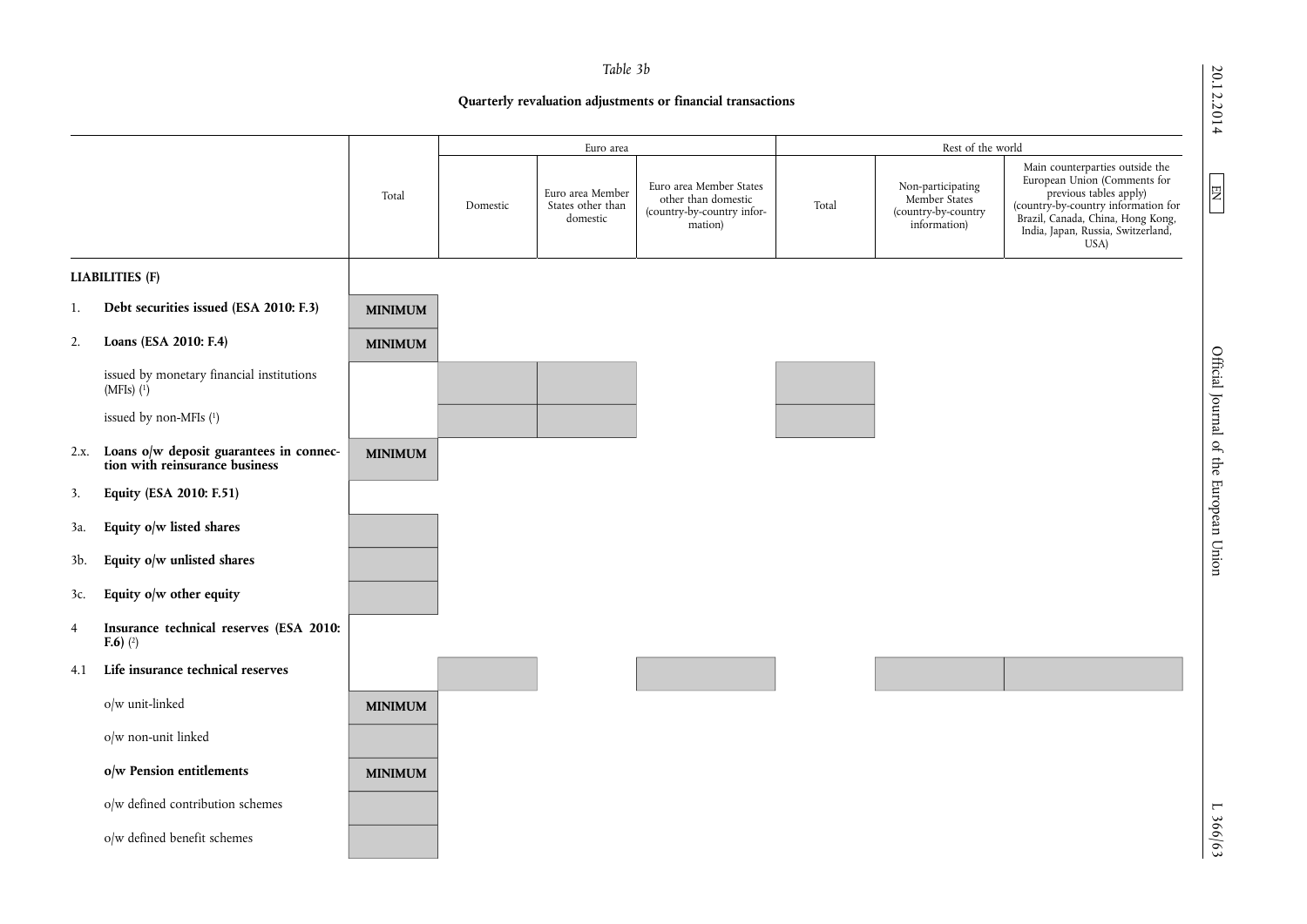*Table 3b*

**Quarterly revaluation adjustments or financial transactions**

| | | Total | Euro area | | | Rest of the world | | |
|---|---|---|---|---|---|---|---|---|
| | | | Domestic | Euro area Member States other than domestic | Euro area Member States other than domestic (country-by-country information) | Total | Non-participating Member States (country-by-country information) | Main counterparties outside the European Union (Comments for previous tables apply) (country-by-country information for Brazil, Canada, China, Hong Kong, India, Japan, Russia, Switzerland, USA) |
| **LIABILITIES (F)** | | | | | | | | |
| 1. | **Debt securities issued (ESA 2010: F.3)** | **MINIMUM** | | | | | | |
| 2. | **Loans (ESA 2010: F.4)** | **MINIMUM** | | | | | | |
| | issued by monetary financial institutions (MFIs) (1) | | | | | | | |
| | issued by non-MFIs (1) | | | | | | | |
| 2.x. | **Loans o/w deposit guarantees in connection with reinsurance business** | **MINIMUM** | | | | | | |
| 3. | **Equity (ESA 2010: F.51)** | | | | | | | |
| 3a. | **Equity o/w listed shares** | | | | | | | |
| 3b. | **Equity o/w unlisted shares** | | | | | | | |
| 3c. | **Equity o/w other equity** | | | | | | | |
| 4 | **Insurance technical reserves (ESA 2010: F.6)** (2) | | | | | | | |
| 4.1 | **Life insurance technical reserves** | | | | | | | |
| | o/w unit-linked | **MINIMUM** | | | | | | |
| | o/w non-unit linked | | | | | | | |
| | **o/w Pension entitlements** | **MINIMUM** | | | | | | |
| | o/w defined contribution schemes | | | | | | | |
| | o/w defined benefit schemes | | | | | | | |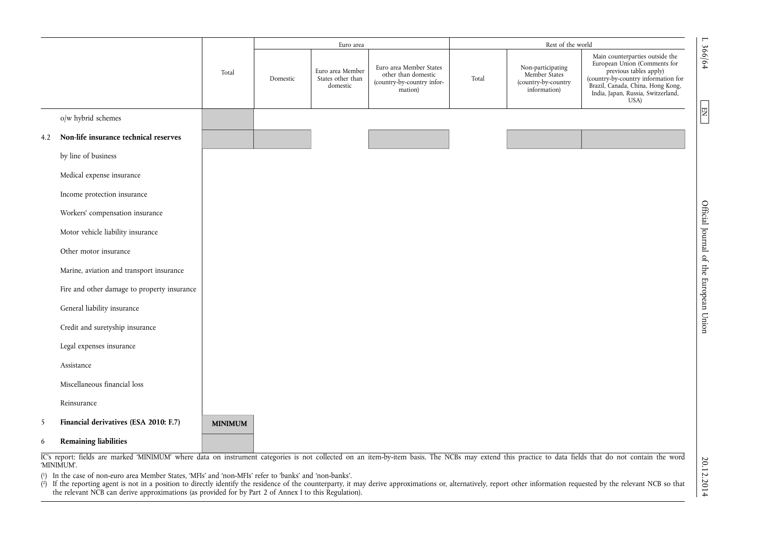| | | Total | Euro area | | | Rest of the world | | |
|---|---|---|---|---|---|---|---|---|
| | | | Domestic | Euro area Member States other than domestic | Euro area Member States other than domestic (country-by-country information) | Total | Non-participating Member States (country-by-country information) | Main counterparties outside the European Union (Comments for previous tables apply) (country-by-country information for Brazil, Canada, China, Hong Kong, India, Japan, Russia, Switzerland, USA) |
| | o/w hybrid schemes | | | | | | | |
| 4.2 | **Non-life insurance technical reserves** | | | | | | | |
| | by line of business | | | | | | | |
| | Medical expense insurance | | | | | | | |
| | Income protection insurance | | | | | | | |
| | Workers' compensation insurance | | | | | | | |
| | Motor vehicle liability insurance | | | | | | | |
| | Other motor insurance | | | | | | | |
| | Marine, aviation and transport insurance | | | | | | | |
| | Fire and other damage to property insurance | | | | | | | |
| | General liability insurance | | | | | | | |
| | Credit and suretyship insurance | | | | | | | |
| | Legal expenses insurance | | | | | | | |
| | Assistance | | | | | | | |
| | Miscellaneous financial loss | | | | | | | |
| | Reinsurance | | | | | | | |
| 5 | **Financial derivatives (ESA 2010: F.7)** | **MINIMUM** | | | | | | |
| 6 | **Remaining liabilities** | | | | | | | |

IC's report: fields are marked 'MINIMUM' where data on instrument categories is not collected on an item-by-item basis. The NCBs may extend this practice to data fields that do not contain the word 'MINIMUM'.

(1) In the case of non-euro area Member States, 'MFIs' and 'non-MFIs' refer to 'banks' and 'non-banks'.

(2) If the reporting agent is not in a position to directly identify the residence of the counterparty, it may derive approximations or, alternatively, report other information requested by the relevant NCB so that the relevant NCB can derive approximations (as provided for by Part 2 of Annex I to this Regulation).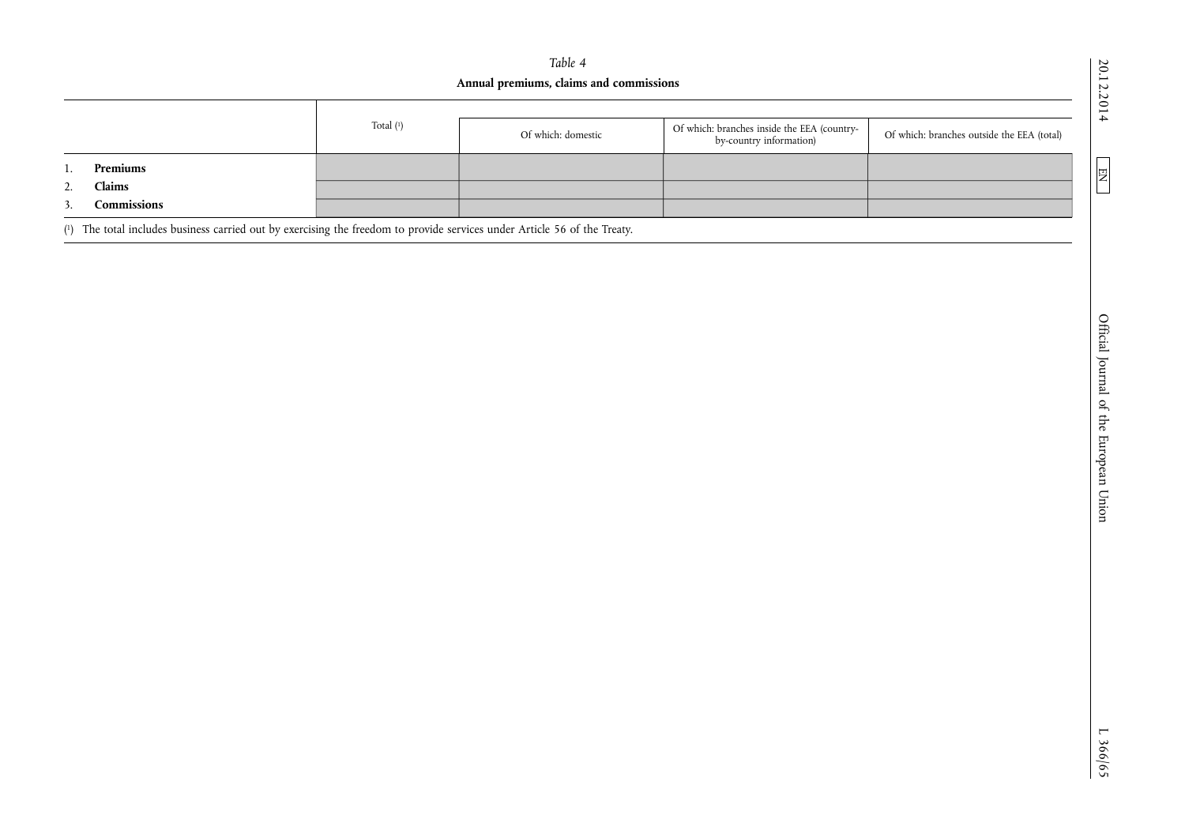*Table 4*

**Annual premiums, claims and commissions**

| | Total [1] | Of which: domestic | Of which: branches inside the EEA (country-by-country information) | Of which: branches outside the EEA (total) |
|---|---|---|---|---|
| 1. **Premiums** | | | | |
| 2. **Claims** | | | | |
| 3. **Commissions** | | | | |

[1] The total includes business carried out by exercising the freedom to provide services under Article 56 of the Treaty.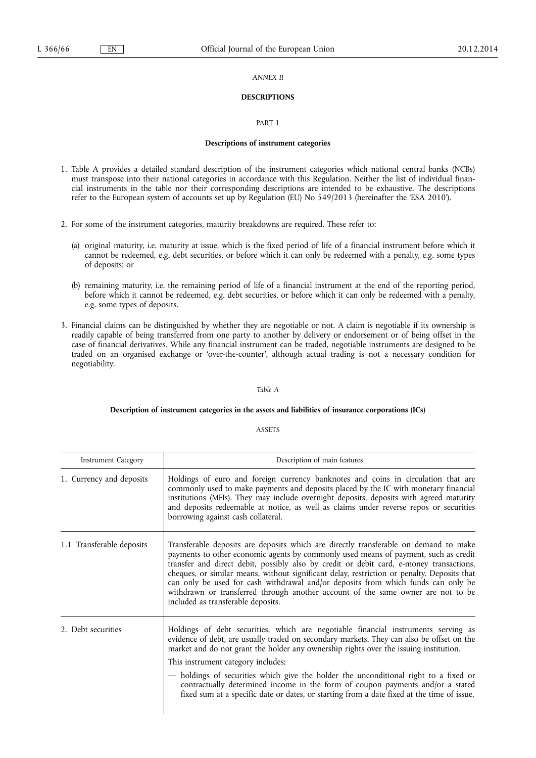*ANNEX II*

**DESCRIPTIONS**

PART 1

**Descriptions of instrument categories**

1. Table A provides a detailed standard description of the instrument categories which national central banks (NCBs) must transpose into their national categories in accordance with this Regulation. Neither the list of individual financial instruments in the table nor their corresponding descriptions are intended to be exhaustive. The descriptions refer to the European system of accounts set up by Regulation (EU) No 549/2013 (hereinafter the 'ESA 2010').

2. For some of the instrument categories, maturity breakdowns are required. These refer to:

   (a) original maturity, i.e. maturity at issue, which is the fixed period of life of a financial instrument before which it cannot be redeemed, e.g. debt securities, or before which it can only be redeemed with a penalty, e.g. some types of deposits; or

   (b) remaining maturity, i.e. the remaining period of life of a financial instrument at the end of the reporting period, before which it cannot be redeemed, e.g. debt securities, or before which it can only be redeemed with a penalty, e.g. some types of deposits.

3. Financial claims can be distinguished by whether they are negotiable or not. A claim is negotiable if its ownership is readily capable of being transferred from one party to another by delivery or endorsement or of being offset in the case of financial derivatives. While any financial instrument can be traded, negotiable instruments are designed to be traded on an organised exchange or 'over-the-counter', although actual trading is not a necessary condition for negotiability.

*Table A*

**Description of instrument categories in the assets and liabilities of insurance corporations (ICs)**

ASSETS

| Instrument Category | Description of main features |
|---|---|
| 1. Currency and deposits | Holdings of euro and foreign currency banknotes and coins in circulation that are commonly used to make payments and deposits placed by the IC with monetary financial institutions (MFIs). They may include overnight deposits, deposits with agreed maturity and deposits redeemable at notice, as well as claims under reverse repos or securities borrowing against cash collateral. |
| 1.1 Transferable deposits | Transferable deposits are deposits which are directly transferable on demand to make payments to other economic agents by commonly used means of payment, such as credit transfer and direct debit, possibly also by credit or debit card, e-money transactions, cheques, or similar means, without significant delay, restriction or penalty. Deposits that can only be used for cash withdrawal and/or deposits from which funds can only be withdrawn or transferred through another account of the same owner are not to be included as transferable deposits. |
| 2. Debt securities | Holdings of debt securities, which are negotiable financial instruments serving as evidence of debt, are usually traded on secondary markets. They can also be offset on the market and do not grant the holder any ownership rights over the issuing institution.<br><br>This instrument category includes:<br><br>— holdings of securities which give the holder the unconditional right to a fixed or contractually determined income in the form of coupon payments and/or a stated fixed sum at a specific date or dates, or starting from a date fixed at the time of issue, |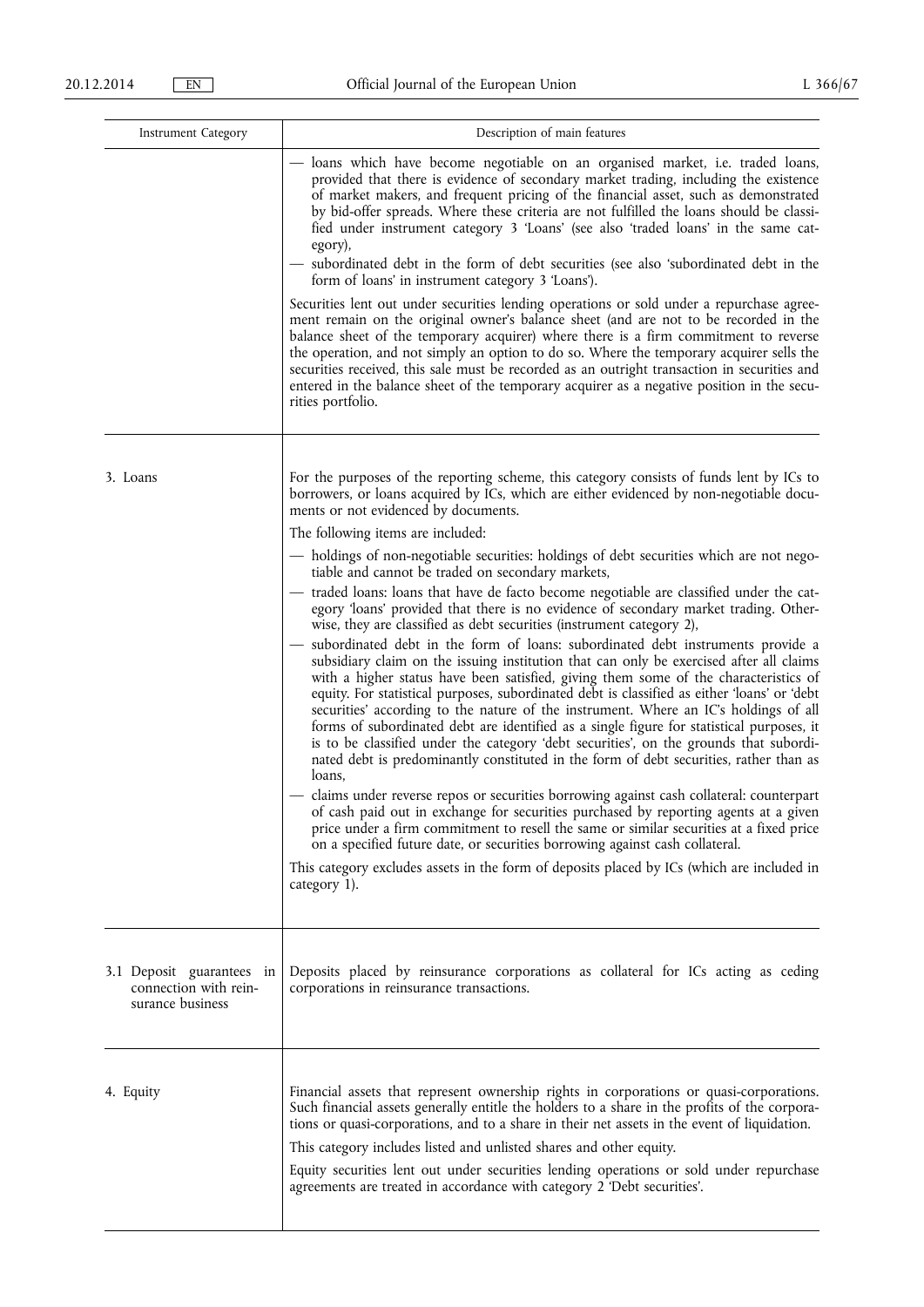| Instrument Category | Description of main features |
|---|---|
| | — loans which have become negotiable on an organised market, i.e. traded loans, provided that there is evidence of secondary market trading, including the existence of market makers, and frequent pricing of the financial asset, such as demonstrated by bid-offer spreads. Where these criteria are not fulfilled the loans should be classified under instrument category 3 'Loans' (see also 'traded loans' in the same category),<br>— subordinated debt in the form of debt securities (see also 'subordinated debt in the form of loans' in instrument category 3 'Loans').<br><br>Securities lent out under securities lending operations or sold under a repurchase agreement remain on the original owner's balance sheet (and are not to be recorded in the balance sheet of the temporary acquirer) where there is a firm commitment to reverse the operation, and not simply an option to do so. Where the temporary acquirer sells the securities received, this sale must be recorded as an outright transaction in securities and entered in the balance sheet of the temporary acquirer as a negative position in the securities portfolio. |
| 3. Loans | For the purposes of the reporting scheme, this category consists of funds lent by ICs to borrowers, or loans acquired by ICs, which are either evidenced by non-negotiable documents or not evidenced by documents.<br><br>The following items are included:<br><br>— holdings of non-negotiable securities: holdings of debt securities which are not negotiable and cannot be traded on secondary markets,<br>— traded loans: loans that have de facto become negotiable are classified under the category 'loans' provided that there is no evidence of secondary market trading. Otherwise, they are classified as debt securities (instrument category 2),<br>— subordinated debt in the form of loans: subordinated debt instruments provide a subsidiary claim on the issuing institution that can only be exercised after all claims with a higher status have been satisfied, giving them some of the characteristics of equity. For statistical purposes, subordinated debt is classified as either 'loans' or 'debt securities' according to the nature of the instrument. Where an IC's holdings of all forms of subordinated debt are identified as a single figure for statistical purposes, it is to be classified under the category 'debt securities', on the grounds that subordinated debt is predominantly constituted in the form of debt securities, rather than as loans,<br>— claims under reverse repos or securities borrowing against cash collateral: counterpart of cash paid out in exchange for securities purchased by reporting agents at a given price under a firm commitment to resell the same or similar securities at a fixed price on a specified future date, or securities borrowing against cash collateral.<br><br>This category excludes assets in the form of deposits placed by ICs (which are included in category 1). |
| 3.1 Deposit guarantees in connection with reinsurance business | Deposits placed by reinsurance corporations as collateral for ICs acting as ceding corporations in reinsurance transactions. |
| 4. Equity | Financial assets that represent ownership rights in corporations or quasi-corporations. Such financial assets generally entitle the holders to a share in the profits of the corporations or quasi-corporations, and to a share in their net assets in the event of liquidation.<br><br>This category includes listed and unlisted shares and other equity.<br><br>Equity securities lent out under securities lending operations or sold under repurchase agreements are treated in accordance with category 2 'Debt securities'. |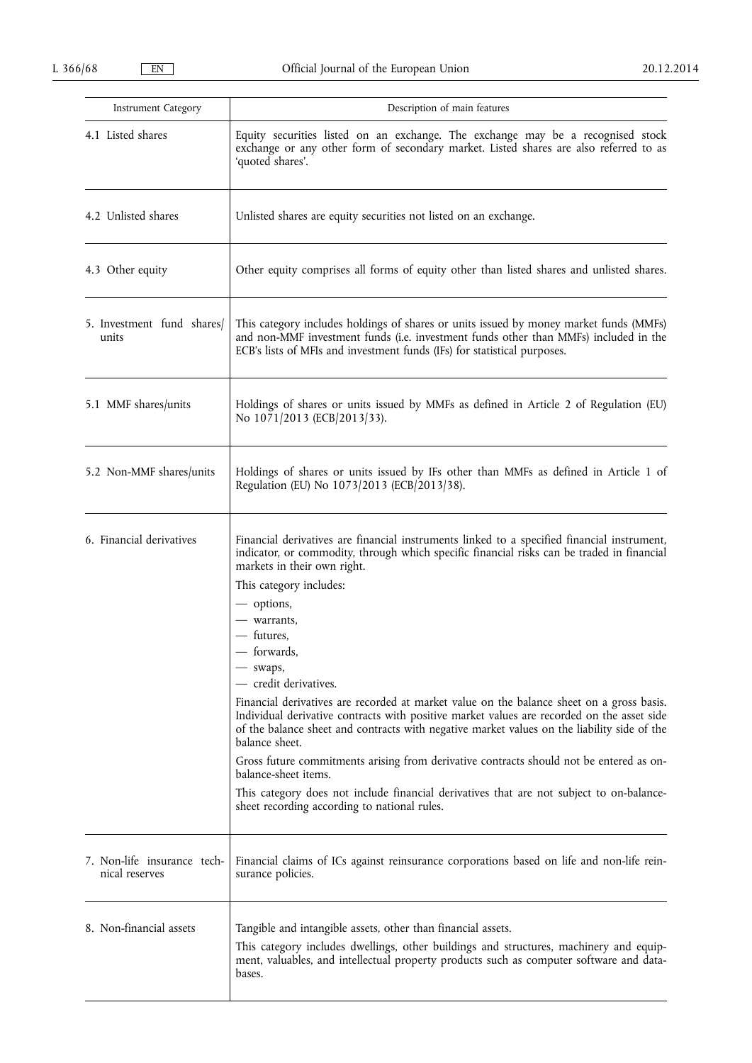| Instrument Category | Description of main features |
|---|---|
| 4.1 Listed shares | Equity securities listed on an exchange. The exchange may be a recognised stock exchange or any other form of secondary market. Listed shares are also referred to as 'quoted shares'. |
| 4.2 Unlisted shares | Unlisted shares are equity securities not listed on an exchange. |
| 4.3 Other equity | Other equity comprises all forms of equity other than listed shares and unlisted shares. |
| 5. Investment fund shares/units | This category includes holdings of shares or units issued by money market funds (MMFs) and non-MMF investment funds (i.e. investment funds other than MMFs) included in the ECB's lists of MFIs and investment funds (IFs) for statistical purposes. |
| 5.1 MMF shares/units | Holdings of shares or units issued by MMFs as defined in Article 2 of Regulation (EU) No 1071/2013 (ECB/2013/33). |
| 5.2 Non-MMF shares/units | Holdings of shares or units issued by IFs other than MMFs as defined in Article 1 of Regulation (EU) No 1073/2013 (ECB/2013/38). |
| 6. Financial derivatives | Financial derivatives are financial instruments linked to a specified financial instrument, indicator, or commodity, through which specific financial risks can be traded in financial markets in their own right.<br>This category includes:<br>— options,<br>— warrants,<br>— futures,<br>— forwards,<br>— swaps,<br>— credit derivatives.<br>Financial derivatives are recorded at market value on the balance sheet on a gross basis. Individual derivative contracts with positive market values are recorded on the asset side of the balance sheet and contracts with negative market values on the liability side of the balance sheet.<br>Gross future commitments arising from derivative contracts should not be entered as on-balance-sheet items.<br>This category does not include financial derivatives that are not subject to on-balance-sheet recording according to national rules. |
| 7. Non-life insurance technical reserves | Financial claims of ICs against reinsurance corporations based on life and non-life reinsurance policies. |
| 8. Non-financial assets | Tangible and intangible assets, other than financial assets.<br>This category includes dwellings, other buildings and structures, machinery and equipment, valuables, and intellectual property products such as computer software and databases. |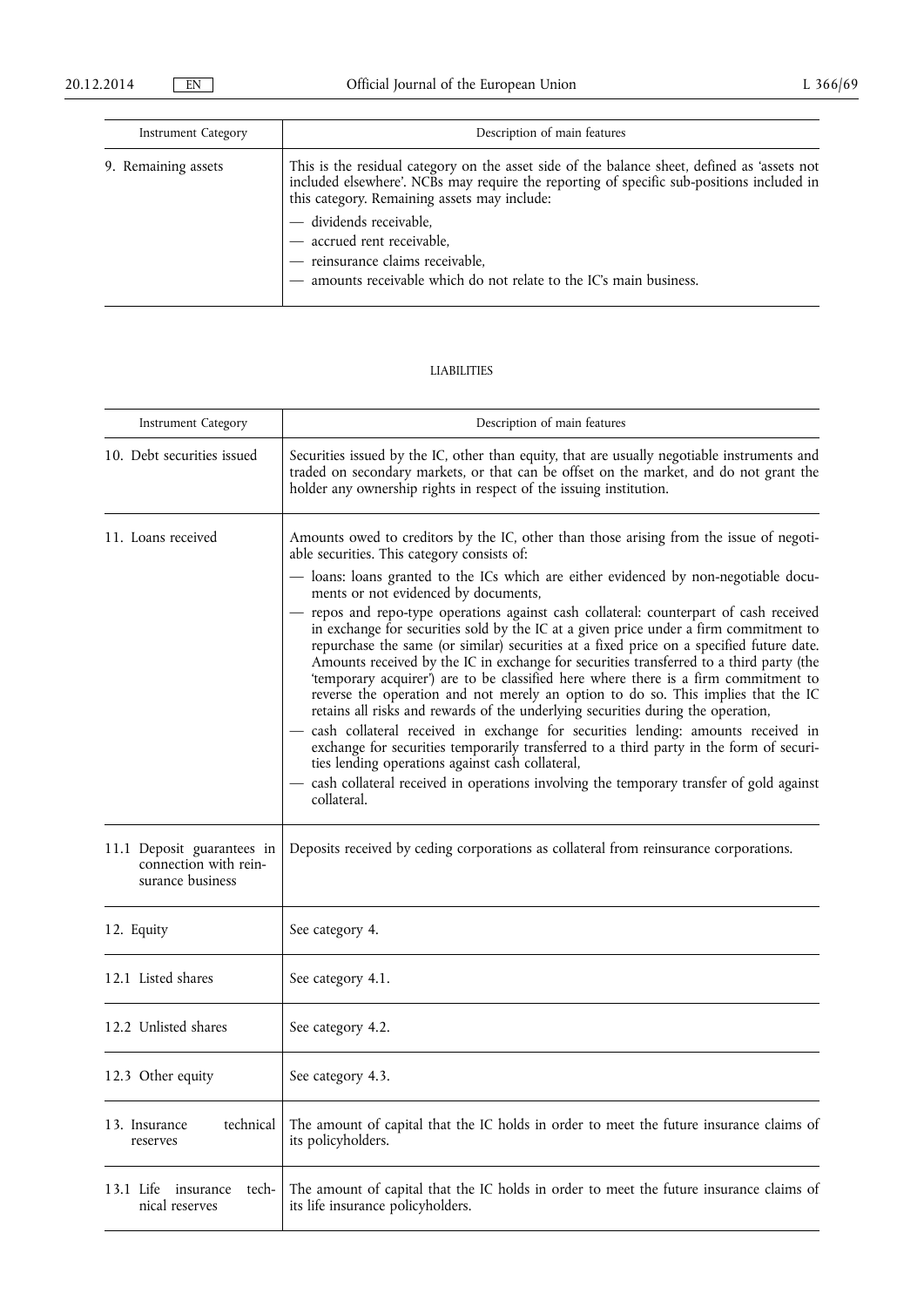| Instrument Category | Description of main features |
|---|---|
| 9. Remaining assets | This is the residual category on the asset side of the balance sheet, defined as 'assets not included elsewhere'. NCBs may require the reporting of specific sub-positions included in this category. Remaining assets may include:<br>— dividends receivable,<br>— accrued rent receivable,<br>— reinsurance claims receivable,<br>— amounts receivable which do not relate to the IC's main business. |

LIABILITIES

| Instrument Category | Description of main features |
|---|---|
| 10. Debt securities issued | Securities issued by the IC, other than equity, that are usually negotiable instruments and traded on secondary markets, or that can be offset on the market, and do not grant the holder any ownership rights in respect of the issuing institution. |
| 11. Loans received | Amounts owed to creditors by the IC, other than those arising from the issue of negotiable securities. This category consists of:<br>— loans: loans granted to the ICs which are either evidenced by non-negotiable documents or not evidenced by documents,<br>— repos and repo-type operations against cash collateral: counterpart of cash received in exchange for securities sold by the IC at a given price under a firm commitment to repurchase the same (or similar) securities at a fixed price on a specified future date. Amounts received by the IC in exchange for securities transferred to a third party (the 'temporary acquirer') are to be classified here where there is a firm commitment to reverse the operation and not merely an option to do so. This implies that the IC retains all risks and rewards of the underlying securities during the operation,<br>— cash collateral received in exchange for securities lending: amounts received in exchange for securities temporarily transferred to a third party in the form of securities lending operations against cash collateral,<br>— cash collateral received in operations involving the temporary transfer of gold against collateral. |
| 11.1 Deposit guarantees in connection with reinsurance business | Deposits received by ceding corporations as collateral from reinsurance corporations. |
| 12. Equity | See category 4. |
| 12.1 Listed shares | See category 4.1. |
| 12.2 Unlisted shares | See category 4.2. |
| 12.3 Other equity | See category 4.3. |
| 13. Insurance technical reserves | The amount of capital that the IC holds in order to meet the future insurance claims of its policyholders. |
| 13.1 Life insurance technical reserves | The amount of capital that the IC holds in order to meet the future insurance claims of its life insurance policyholders. |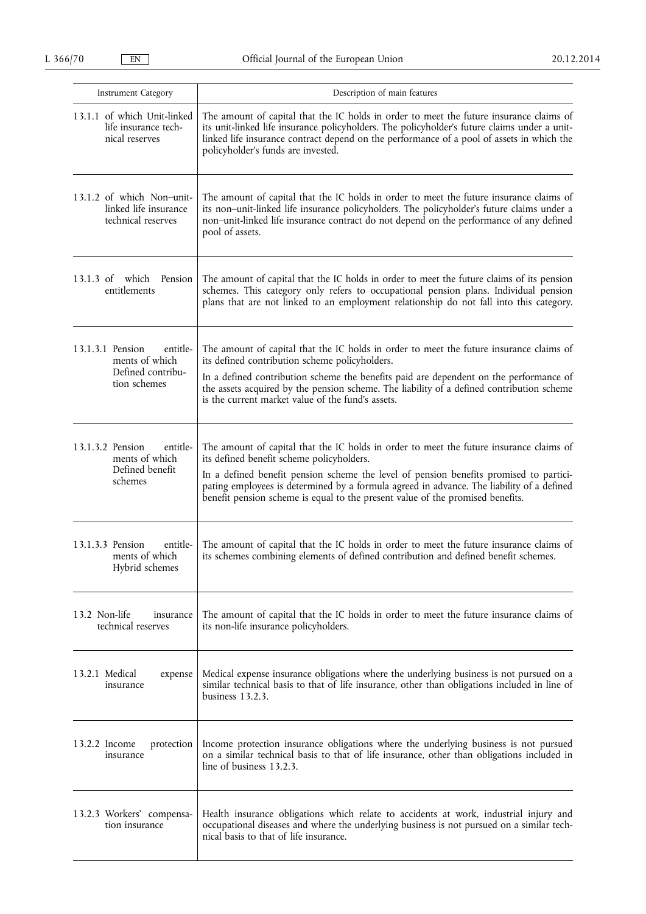| Instrument Category | Description of main features |
|---|---|
| 13.1.1 of which Unit-linked life insurance technical reserves | The amount of capital that the IC holds in order to meet the future insurance claims of its unit-linked life insurance policyholders. The policyholder's future claims under a unit-linked life insurance contract depend on the performance of a pool of assets in which the policyholder's funds are invested. |
| 13.1.2 of which Non–unit-linked life insurance technical reserves | The amount of capital that the IC holds in order to meet the future insurance claims of its non–unit-linked life insurance policyholders. The policyholder's future claims under a non–unit-linked life insurance contract do not depend on the performance of any defined pool of assets. |
| 13.1.3 of which Pension entitlements | The amount of capital that the IC holds in order to meet the future claims of its pension schemes. This category only refers to occupational pension plans. Individual pension plans that are not linked to an employment relationship do not fall into this category. |
| 13.1.3.1 Pension entitlements of which Defined contribution schemes | The amount of capital that the IC holds in order to meet the future insurance claims of its defined contribution scheme policyholders.<br>In a defined contribution scheme the benefits paid are dependent on the performance of the assets acquired by the pension scheme. The liability of a defined contribution scheme is the current market value of the fund's assets. |
| 13.1.3.2 Pension entitlements of which Defined benefit schemes | The amount of capital that the IC holds in order to meet the future insurance claims of its defined benefit scheme policyholders.<br>In a defined benefit pension scheme the level of pension benefits promised to participating employees is determined by a formula agreed in advance. The liability of a defined benefit pension scheme is equal to the present value of the promised benefits. |
| 13.1.3.3 Pension entitlements of which Hybrid schemes | The amount of capital that the IC holds in order to meet the future insurance claims of its schemes combining elements of defined contribution and defined benefit schemes. |
| 13.2 Non-life insurance technical reserves | The amount of capital that the IC holds in order to meet the future insurance claims of its non-life insurance policyholders. |
| 13.2.1 Medical expense insurance | Medical expense insurance obligations where the underlying business is not pursued on a similar technical basis to that of life insurance, other than obligations included in line of business 13.2.3. |
| 13.2.2 Income protection insurance | Income protection insurance obligations where the underlying business is not pursued on a similar technical basis to that of life insurance, other than obligations included in line of business 13.2.3. |
| 13.2.3 Workers' compensation insurance | Health insurance obligations which relate to accidents at work, industrial injury and occupational diseases and where the underlying business is not pursued on a similar technical basis to that of life insurance. |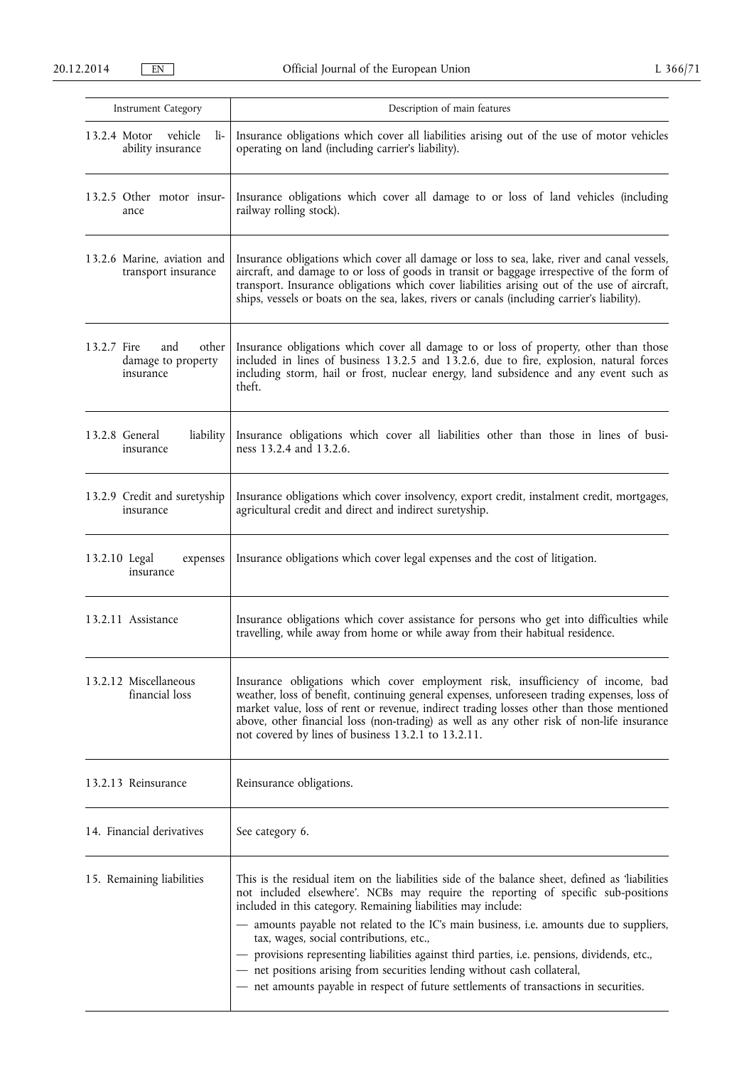| Instrument Category | Description of main features |
|---|---|
| 13.2.4 Motor vehicle liability insurance | Insurance obligations which cover all liabilities arising out of the use of motor vehicles operating on land (including carrier's liability). |
| 13.2.5 Other motor insurance | Insurance obligations which cover all damage to or loss of land vehicles (including railway rolling stock). |
| 13.2.6 Marine, aviation and transport insurance | Insurance obligations which cover all damage or loss to sea, lake, river and canal vessels, aircraft, and damage to or loss of goods in transit or baggage irrespective of the form of transport. Insurance obligations which cover liabilities arising out of the use of aircraft, ships, vessels or boats on the sea, lakes, rivers or canals (including carrier's liability). |
| 13.2.7 Fire and other damage to property insurance | Insurance obligations which cover all damage to or loss of property, other than those included in lines of business 13.2.5 and 13.2.6, due to fire, explosion, natural forces including storm, hail or frost, nuclear energy, land subsidence and any event such as theft. |
| 13.2.8 General liability insurance | Insurance obligations which cover all liabilities other than those in lines of business 13.2.4 and 13.2.6. |
| 13.2.9 Credit and suretyship insurance | Insurance obligations which cover insolvency, export credit, instalment credit, mortgages, agricultural credit and direct and indirect suretyship. |
| 13.2.10 Legal expenses insurance | Insurance obligations which cover legal expenses and the cost of litigation. |
| 13.2.11 Assistance | Insurance obligations which cover assistance for persons who get into difficulties while travelling, while away from home or while away from their habitual residence. |
| 13.2.12 Miscellaneous financial loss | Insurance obligations which cover employment risk, insufficiency of income, bad weather, loss of benefit, continuing general expenses, unforeseen trading expenses, loss of market value, loss of rent or revenue, indirect trading losses other than those mentioned above, other financial loss (non-trading) as well as any other risk of non-life insurance not covered by lines of business 13.2.1 to 13.2.11. |
| 13.2.13 Reinsurance | Reinsurance obligations. |
| 14. Financial derivatives | See category 6. |
| 15. Remaining liabilities | This is the residual item on the liabilities side of the balance sheet, defined as 'liabilities not included elsewhere'. NCBs may require the reporting of specific sub-positions included in this category. Remaining liabilities may include:<br>— amounts payable not related to the IC's main business, i.e. amounts due to suppliers, tax, wages, social contributions, etc.,<br>— provisions representing liabilities against third parties, i.e. pensions, dividends, etc.,<br>— net positions arising from securities lending without cash collateral,<br>— net amounts payable in respect of future settlements of transactions in securities. |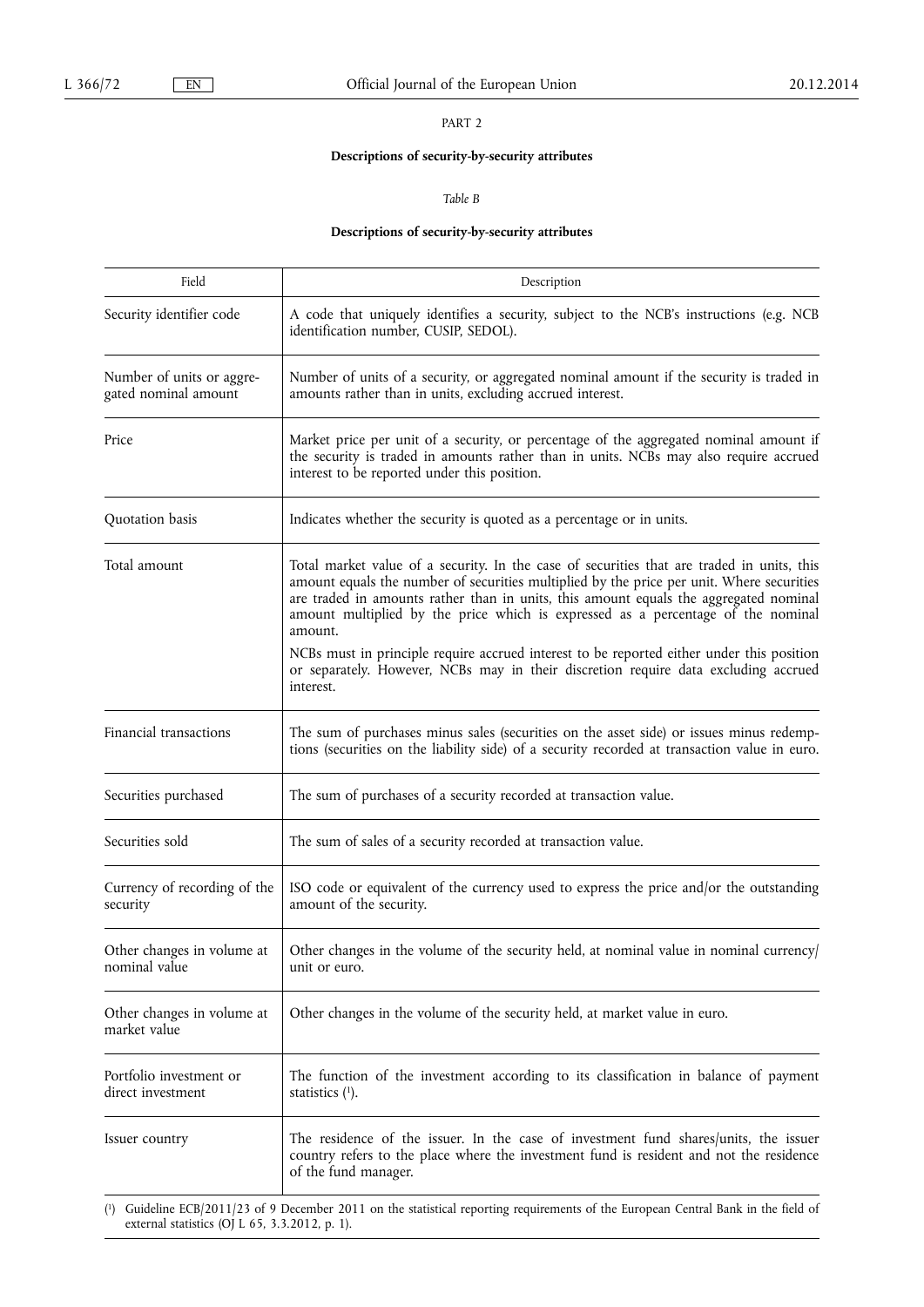PART 2

**Descriptions of security-by-security attributes**

*Table B*

**Descriptions of security-by-security attributes**

| Field | Description |
|---|---|
| Security identifier code | A code that uniquely identifies a security, subject to the NCB's instructions (e.g. NCB identification number, CUSIP, SEDOL). |
| Number of units or aggregated nominal amount | Number of units of a security, or aggregated nominal amount if the security is traded in amounts rather than in units, excluding accrued interest. |
| Price | Market price per unit of a security, or percentage of the aggregated nominal amount if the security is traded in amounts rather than in units. NCBs may also require accrued interest to be reported under this position. |
| Quotation basis | Indicates whether the security is quoted as a percentage or in units. |
| Total amount | Total market value of a security. In the case of securities that are traded in units, this amount equals the number of securities multiplied by the price per unit. Where securities are traded in amounts rather than in units, this amount equals the aggregated nominal amount multiplied by the price which is expressed as a percentage of the nominal amount.<br>NCBs must in principle require accrued interest to be reported either under this position or separately. However, NCBs may in their discretion require data excluding accrued interest. |
| Financial transactions | The sum of purchases minus sales (securities on the asset side) or issues minus redemptions (securities on the liability side) of a security recorded at transaction value in euro. |
| Securities purchased | The sum of purchases of a security recorded at transaction value. |
| Securities sold | The sum of sales of a security recorded at transaction value. |
| Currency of recording of the security | ISO code or equivalent of the currency used to express the price and/or the outstanding amount of the security. |
| Other changes in volume at nominal value | Other changes in the volume of the security held, at nominal value in nominal currency/unit or euro. |
| Other changes in volume at market value | Other changes in the volume of the security held, at market value in euro. |
| Portfolio investment or direct investment | The function of the investment according to its classification in balance of payment statistics [1]. |
| Issuer country | The residence of the issuer. In the case of investment fund shares/units, the issuer country refers to the place where the investment fund is resident and not the residence of the fund manager. |

[1] Guideline ECB/2011/23 of 9 December 2011 on the statistical reporting requirements of the European Central Bank in the field of external statistics (OJ L 65, 3.3.2012, p. 1).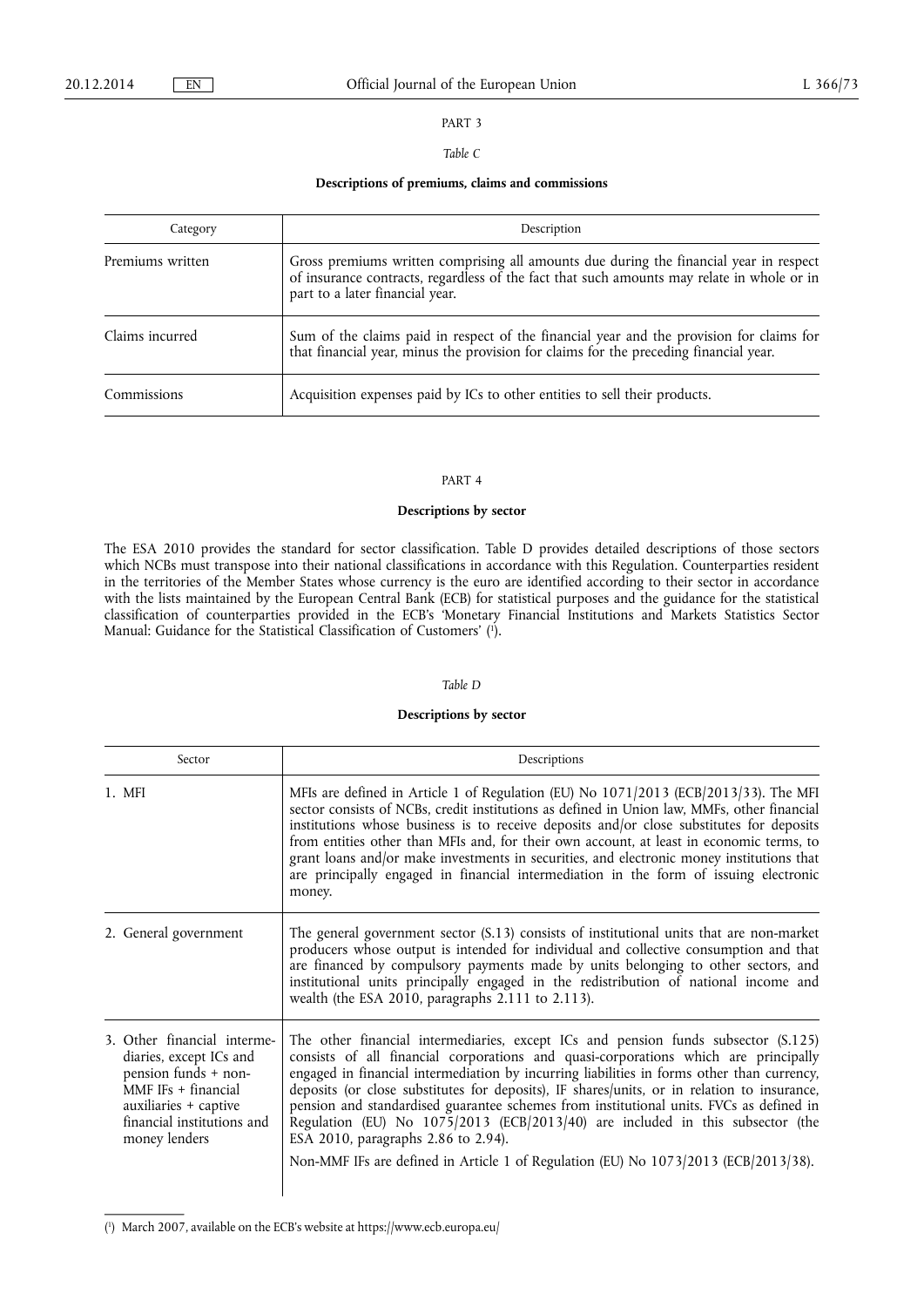PART 3

*Table C*

**Descriptions of premiums, claims and commissions**

| Category | Description |
|---|---|
| Premiums written | Gross premiums written comprising all amounts due during the financial year in respect of insurance contracts, regardless of the fact that such amounts may relate in whole or in part to a later financial year. |
| Claims incurred | Sum of the claims paid in respect of the financial year and the provision for claims for that financial year, minus the provision for claims for the preceding financial year. |
| Commissions | Acquisition expenses paid by ICs to other entities to sell their products. |

PART 4

**Descriptions by sector**

The ESA 2010 provides the standard for sector classification. Table D provides detailed descriptions of those sectors which NCBs must transpose into their national classifications in accordance with this Regulation. Counterparties resident in the territories of the Member States whose currency is the euro are identified according to their sector in accordance with the lists maintained by the European Central Bank (ECB) for statistical purposes and the guidance for the statistical classification of counterparties provided in the ECB's 'Monetary Financial Institutions and Markets Statistics Sector Manual: Guidance for the Statistical Classification of Customers' [1].

*Table D*

**Descriptions by sector**

| Sector | Descriptions |
|---|---|
| 1. MFI | MFIs are defined in Article 1 of Regulation (EU) No 1071/2013 (ECB/2013/33). The MFI sector consists of NCBs, credit institutions as defined in Union law, MMFs, other financial institutions whose business is to receive deposits and/or close substitutes for deposits from entities other than MFIs and, for their own account, at least in economic terms, to grant loans and/or make investments in securities, and electronic money institutions that are principally engaged in financial intermediation in the form of issuing electronic money. |
| 2. General government | The general government sector (S.13) consists of institutional units that are non-market producers whose output is intended for individual and collective consumption and that are financed by compulsory payments made by units belonging to other sectors, and institutional units principally engaged in the redistribution of national income and wealth (the ESA 2010, paragraphs 2.111 to 2.113). |
| 3. Other financial intermediaries, except ICs and pension funds + non-MMF IFs + financial auxiliaries + captive financial institutions and money lenders | The other financial intermediaries, except ICs and pension funds subsector (S.125) consists of all financial corporations and quasi-corporations which are principally engaged in financial intermediation by incurring liabilities in forms other than currency, deposits (or close substitutes for deposits), IF shares/units, or in relation to insurance, pension and standardised guarantee schemes from institutional units. FVCs as defined in Regulation (EU) No 1075/2013 (ECB/2013/40) are included in this subsector (the ESA 2010, paragraphs 2.86 to 2.94). Non-MMF IFs are defined in Article 1 of Regulation (EU) No 1073/2013 (ECB/2013/38). |

[1] March 2007, available on the ECB's website at https://www.ecb.europa.eu/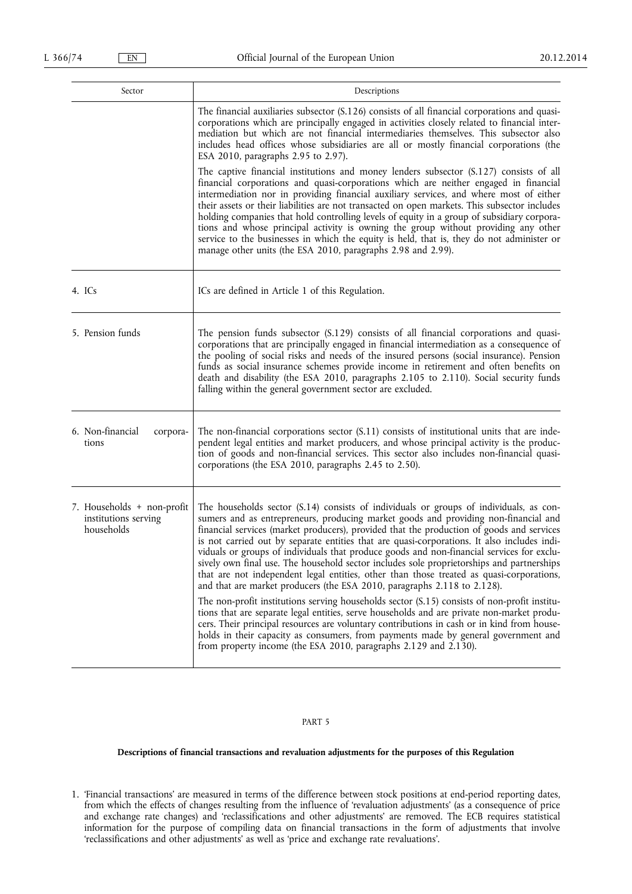| Sector | Descriptions |
|---|---|
| | The financial auxiliaries subsector (S.126) consists of all financial corporations and quasi-corporations which are principally engaged in activities closely related to financial intermediation but which are not financial intermediaries themselves. This subsector also includes head offices whose subsidiaries are all or mostly financial corporations (the ESA 2010, paragraphs 2.95 to 2.97).<br><br>The captive financial institutions and money lenders subsector (S.127) consists of all financial corporations and quasi-corporations which are neither engaged in financial intermediation nor in providing financial auxiliary services, and where most of either their assets or their liabilities are not transacted on open markets. This subsector includes holding companies that hold controlling levels of equity in a group of subsidiary corporations and whose principal activity is owning the group without providing any other service to the businesses in which the equity is held, that is, they do not administer or manage other units (the ESA 2010, paragraphs 2.98 and 2.99). |
| 4. ICs | ICs are defined in Article 1 of this Regulation. |
| 5. Pension funds | The pension funds subsector (S.129) consists of all financial corporations and quasi-corporations that are principally engaged in financial intermediation as a consequence of the pooling of social risks and needs of the insured persons (social insurance). Pension funds as social insurance schemes provide income in retirement and often benefits on death and disability (the ESA 2010, paragraphs 2.105 to 2.110). Social security funds falling within the general government sector are excluded. |
| 6. Non-financial corporations | The non-financial corporations sector (S.11) consists of institutional units that are independent legal entities and market producers, and whose principal activity is the production of goods and non-financial services. This sector also includes non-financial quasi-corporations (the ESA 2010, paragraphs 2.45 to 2.50). |
| 7. Households + non-profit institutions serving households | The households sector (S.14) consists of individuals or groups of individuals, as consumers and as entrepreneurs, producing market goods and providing non-financial and financial services (market producers), provided that the production of goods and services is not carried out by separate entities that are quasi-corporations. It also includes individuals or groups of individuals that produce goods and non-financial services for exclusively own final use. The household sector includes sole proprietorships and partnerships that are not independent legal entities, other than those treated as quasi-corporations, and that are market producers (the ESA 2010, paragraphs 2.118 to 2.128).<br><br>The non-profit institutions serving households sector (S.15) consists of non-profit institutions that are separate legal entities, serve households and are private non-market producers. Their principal resources are voluntary contributions in cash or in kind from households in their capacity as consumers, from payments made by general government and from property income (the ESA 2010, paragraphs 2.129 and 2.130). |

PART 5

**Descriptions of financial transactions and revaluation adjustments for the purposes of this Regulation**

1. 'Financial transactions' are measured in terms of the difference between stock positions at end-period reporting dates, from which the effects of changes resulting from the influence of 'revaluation adjustments' (as a consequence of price and exchange rate changes) and 'reclassifications and other adjustments' are removed. The ECB requires statistical information for the purpose of compiling data on financial transactions in the form of adjustments that involve 'reclassifications and other adjustments' as well as 'price and exchange rate revaluations'.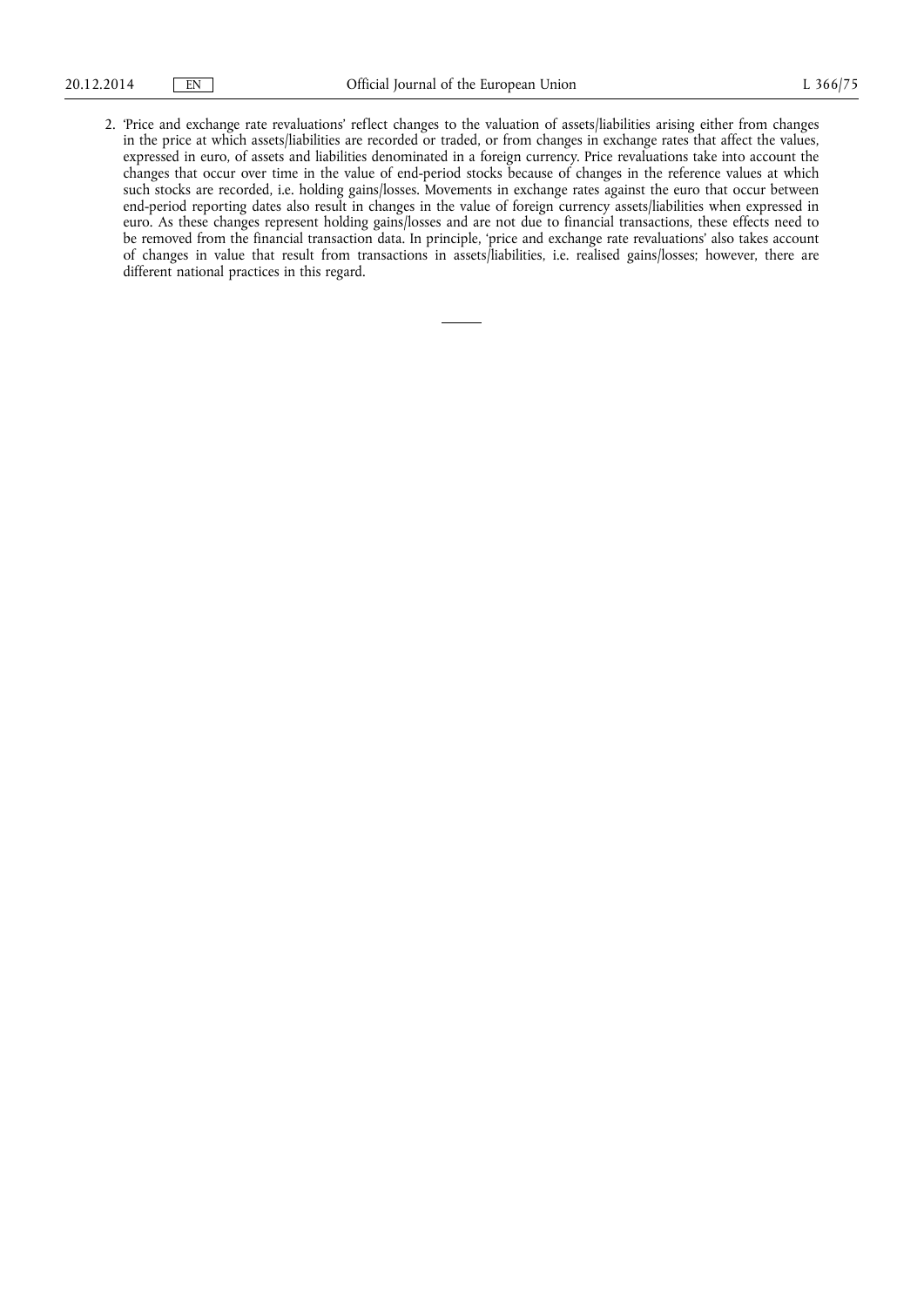2. 'Price and exchange rate revaluations' reflect changes to the valuation of assets/liabilities arising either from changes in the price at which assets/liabilities are recorded or traded, or from changes in exchange rates that affect the values, expressed in euro, of assets and liabilities denominated in a foreign currency. Price revaluations take into account the changes that occur over time in the value of end-period stocks because of changes in the reference values at which such stocks are recorded, i.e. holding gains/losses. Movements in exchange rates against the euro that occur between end-period reporting dates also result in changes in the value of foreign currency assets/liabilities when expressed in euro. As these changes represent holding gains/losses and are not due to financial transactions, these effects need to be removed from the financial transaction data. In principle, 'price and exchange rate revaluations' also takes account of changes in value that result from transactions in assets/liabilities, i.e. realised gains/losses; however, there are different national practices in this regard.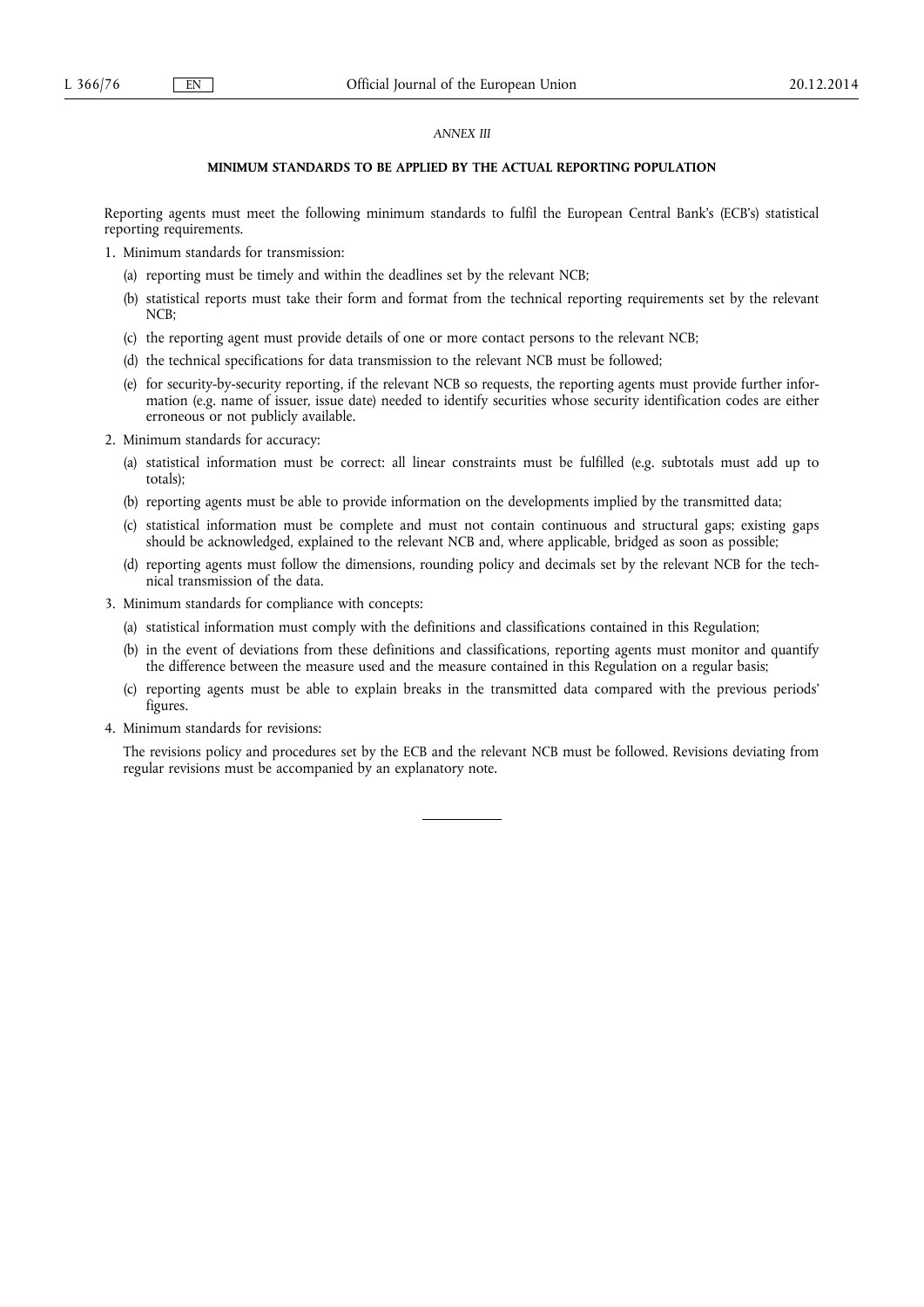*ANNEX III*

## MINIMUM STANDARDS TO BE APPLIED BY THE ACTUAL REPORTING POPULATION

Reporting agents must meet the following minimum standards to fulfil the European Central Bank's (ECB's) statistical reporting requirements.

1. Minimum standards for transmission:

   (a) reporting must be timely and within the deadlines set by the relevant NCB;

   (b) statistical reports must take their form and format from the technical reporting requirements set by the relevant NCB;

   (c) the reporting agent must provide details of one or more contact persons to the relevant NCB;

   (d) the technical specifications for data transmission to the relevant NCB must be followed;

   (e) for security-by-security reporting, if the relevant NCB so requests, the reporting agents must provide further information (e.g. name of issuer, issue date) needed to identify securities whose security identification codes are either erroneous or not publicly available.

2. Minimum standards for accuracy:

   (a) statistical information must be correct: all linear constraints must be fulfilled (e.g. subtotals must add up to totals);

   (b) reporting agents must be able to provide information on the developments implied by the transmitted data;

   (c) statistical information must be complete and must not contain continuous and structural gaps; existing gaps should be acknowledged, explained to the relevant NCB and, where applicable, bridged as soon as possible;

   (d) reporting agents must follow the dimensions, rounding policy and decimals set by the relevant NCB for the technical transmission of the data.

3. Minimum standards for compliance with concepts:

   (a) statistical information must comply with the definitions and classifications contained in this Regulation;

   (b) in the event of deviations from these definitions and classifications, reporting agents must monitor and quantify the difference between the measure used and the measure contained in this Regulation on a regular basis;

   (c) reporting agents must be able to explain breaks in the transmitted data compared with the previous periods' figures.

4. Minimum standards for revisions:

   The revisions policy and procedures set by the ECB and the relevant NCB must be followed. Revisions deviating from regular revisions must be accompanied by an explanatory note.